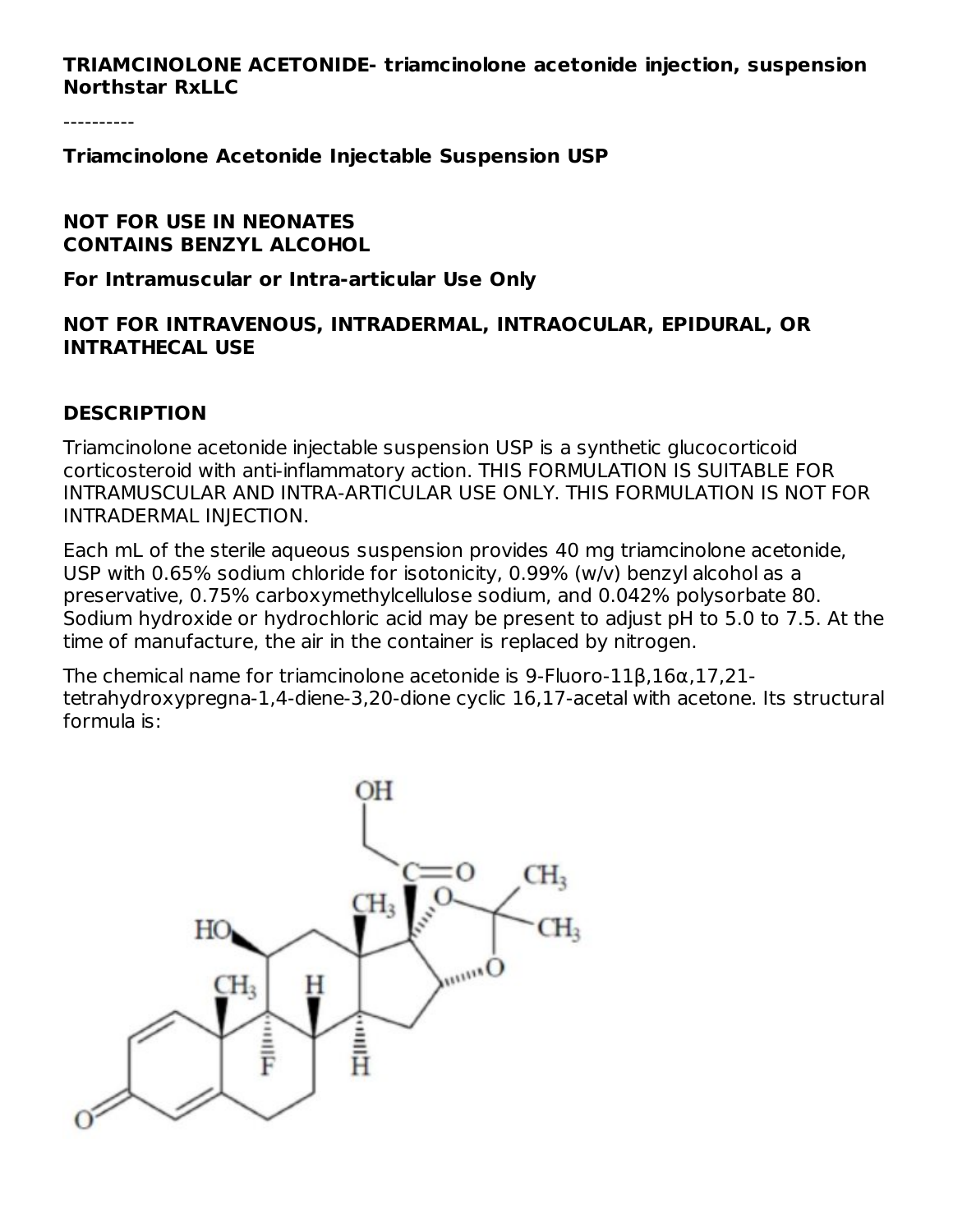**TRIAMCINOLONE ACETONIDE- triamcinolone acetonide injection, suspension**
**Northstar RxLLC**

----------

**Triamcinolone Acetonide Injectable Suspension USP**

**NOT FOR USE IN NEONATES**
**CONTAINS BENZYL ALCOHOL**

**For Intramuscular or Intra-articular Use Only**

**NOT FOR INTRAVENOUS, INTRADERMAL, INTRAOCULAR, EPIDURAL, OR INTRATHECAL USE**

## DESCRIPTION

Triamcinolone acetonide injectable suspension USP is a synthetic glucocorticoid corticosteroid with anti-inflammatory action. THIS FORMULATION IS SUITABLE FOR INTRAMUSCULAR AND INTRA-ARTICULAR USE ONLY. THIS FORMULATION IS NOT FOR INTRADERMAL INJECTION.

Each mL of the sterile aqueous suspension provides 40 mg triamcinolone acetonide, USP with 0.65% sodium chloride for isotonicity, 0.99% (w/v) benzyl alcohol as a preservative, 0.75% carboxymethylcellulose sodium, and 0.042% polysorbate 80. Sodium hydroxide or hydrochloric acid may be present to adjust pH to 5.0 to 7.5. At the time of manufacture, the air in the container is replaced by nitrogen.

The chemical name for triamcinolone acetonide is 9-Fluoro-11β,16α,17,21-tetrahydroxypregna-1,4-diene-3,20-dione cyclic 16,17-acetal with acetone. Its structural formula is: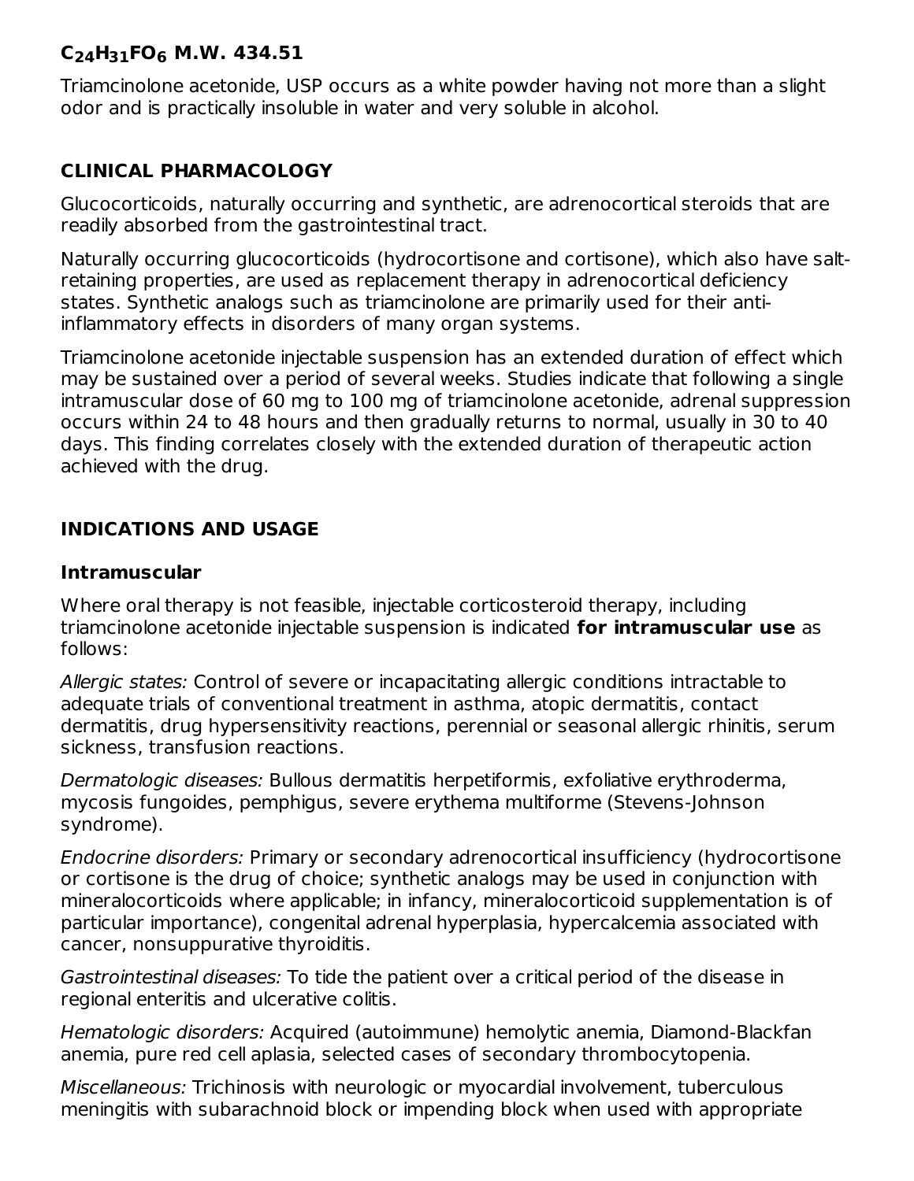**$C_{24}H_{31}FO_6$ M.W. 434.51**

Triamcinolone acetonide, USP occurs as a white powder having not more than a slight odor and is practically insoluble in water and very soluble in alcohol.

## CLINICAL PHARMACOLOGY

Glucocorticoids, naturally occurring and synthetic, are adrenocortical steroids that are readily absorbed from the gastrointestinal tract.

Naturally occurring glucocorticoids (hydrocortisone and cortisone), which also have salt-retaining properties, are used as replacement therapy in adrenocortical deficiency states. Synthetic analogs such as triamcinolone are primarily used for their anti-inflammatory effects in disorders of many organ systems.

Triamcinolone acetonide injectable suspension has an extended duration of effect which may be sustained over a period of several weeks. Studies indicate that following a single intramuscular dose of 60 mg to 100 mg of triamcinolone acetonide, adrenal suppression occurs within 24 to 48 hours and then gradually returns to normal, usually in 30 to 40 days. This finding correlates closely with the extended duration of therapeutic action achieved with the drug.

## INDICATIONS AND USAGE

### Intramuscular

Where oral therapy is not feasible, injectable corticosteroid therapy, including triamcinolone acetonide injectable suspension is indicated **for intramuscular use** as follows:

*Allergic states:* Control of severe or incapacitating allergic conditions intractable to adequate trials of conventional treatment in asthma, atopic dermatitis, contact dermatitis, drug hypersensitivity reactions, perennial or seasonal allergic rhinitis, serum sickness, transfusion reactions.

*Dermatologic diseases:* Bullous dermatitis herpetiformis, exfoliative erythroderma, mycosis fungoides, pemphigus, severe erythema multiforme (Stevens-Johnson syndrome).

*Endocrine disorders:* Primary or secondary adrenocortical insufficiency (hydrocortisone or cortisone is the drug of choice; synthetic analogs may be used in conjunction with mineralocorticoids where applicable; in infancy, mineralocorticoid supplementation is of particular importance), congenital adrenal hyperplasia, hypercalcemia associated with cancer, nonsuppurative thyroiditis.

*Gastrointestinal diseases:* To tide the patient over a critical period of the disease in regional enteritis and ulcerative colitis.

*Hematologic disorders:* Acquired (autoimmune) hemolytic anemia, Diamond-Blackfan anemia, pure red cell aplasia, selected cases of secondary thrombocytopenia.

*Miscellaneous:* Trichinosis with neurologic or myocardial involvement, tuberculous meningitis with subarachnoid block or impending block when used with appropriate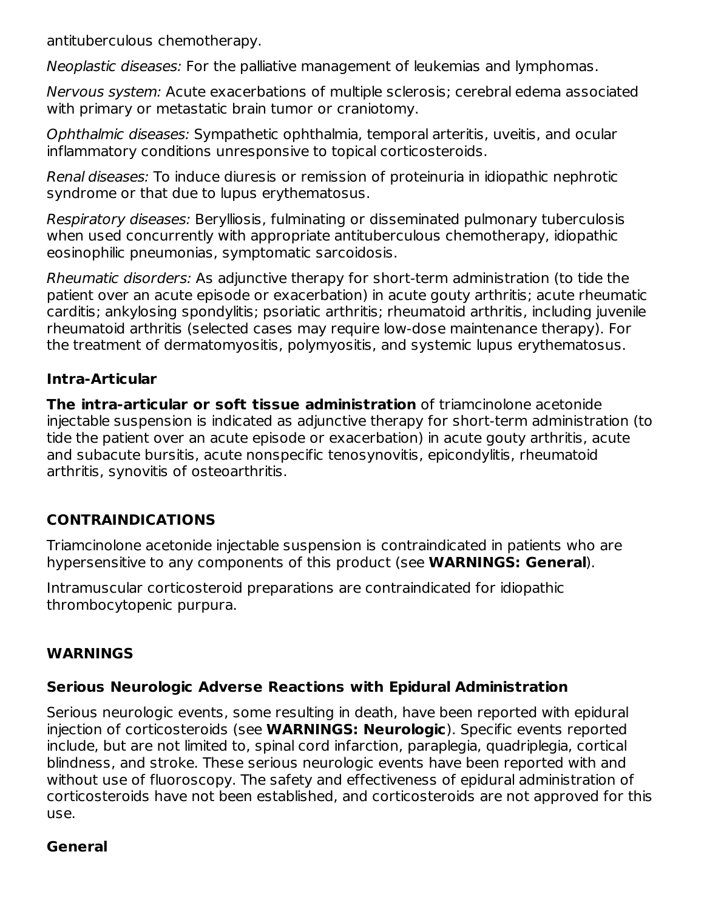antituberculous chemotherapy.

*Neoplastic diseases:* For the palliative management of leukemias and lymphomas.

*Nervous system:* Acute exacerbations of multiple sclerosis; cerebral edema associated with primary or metastatic brain tumor or craniotomy.

*Ophthalmic diseases:* Sympathetic ophthalmia, temporal arteritis, uveitis, and ocular inflammatory conditions unresponsive to topical corticosteroids.

*Renal diseases:* To induce diuresis or remission of proteinuria in idiopathic nephrotic syndrome or that due to lupus erythematosus.

*Respiratory diseases:* Berylliosis, fulminating or disseminated pulmonary tuberculosis when used concurrently with appropriate antituberculous chemotherapy, idiopathic eosinophilic pneumonias, symptomatic sarcoidosis.

*Rheumatic disorders:* As adjunctive therapy for short-term administration (to tide the patient over an acute episode or exacerbation) in acute gouty arthritis; acute rheumatic carditis; ankylosing spondylitis; psoriatic arthritis; rheumatoid arthritis, including juvenile rheumatoid arthritis (selected cases may require low-dose maintenance therapy). For the treatment of dermatomyositis, polymyositis, and systemic lupus erythematosus.

### Intra-Articular

**The intra-articular or soft tissue administration** of triamcinolone acetonide injectable suspension is indicated as adjunctive therapy for short-term administration (to tide the patient over an acute episode or exacerbation) in acute gouty arthritis, acute and subacute bursitis, acute nonspecific tenosynovitis, epicondylitis, rheumatoid arthritis, synovitis of osteoarthritis.

## CONTRAINDICATIONS

Triamcinolone acetonide injectable suspension is contraindicated in patients who are hypersensitive to any components of this product (see **WARNINGS: General**).

Intramuscular corticosteroid preparations are contraindicated for idiopathic thrombocytopenic purpura.

## WARNINGS

### Serious Neurologic Adverse Reactions with Epidural Administration

Serious neurologic events, some resulting in death, have been reported with epidural injection of corticosteroids (see **WARNINGS: Neurologic**). Specific events reported include, but are not limited to, spinal cord infarction, paraplegia, quadriplegia, cortical blindness, and stroke. These serious neurologic events have been reported with and without use of fluoroscopy. The safety and effectiveness of epidural administration of corticosteroids have not been established, and corticosteroids are not approved for this use.

### General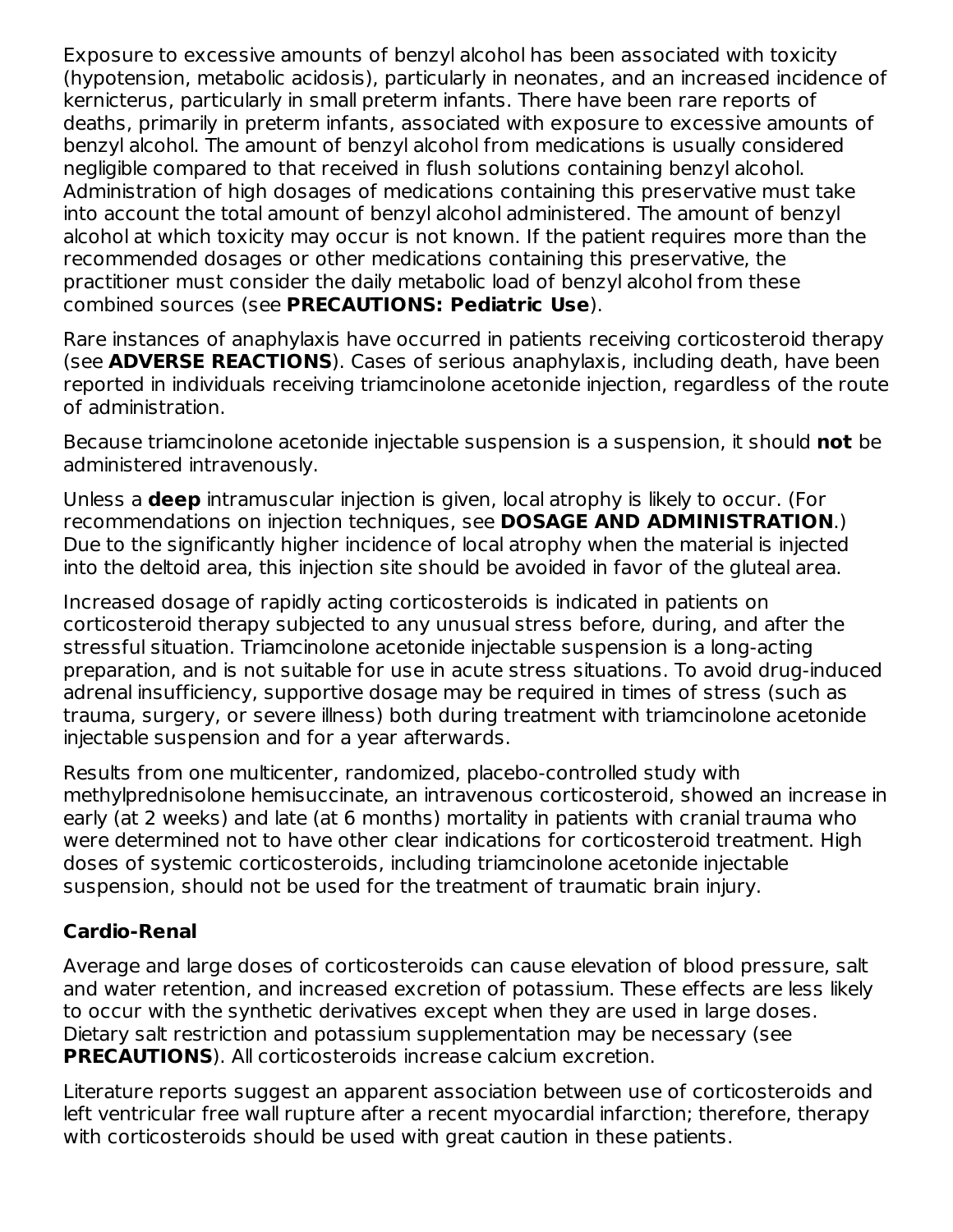Exposure to excessive amounts of benzyl alcohol has been associated with toxicity (hypotension, metabolic acidosis), particularly in neonates, and an increased incidence of kernicterus, particularly in small preterm infants. There have been rare reports of deaths, primarily in preterm infants, associated with exposure to excessive amounts of benzyl alcohol. The amount of benzyl alcohol from medications is usually considered negligible compared to that received in flush solutions containing benzyl alcohol. Administration of high dosages of medications containing this preservative must take into account the total amount of benzyl alcohol administered. The amount of benzyl alcohol at which toxicity may occur is not known. If the patient requires more than the recommended dosages or other medications containing this preservative, the practitioner must consider the daily metabolic load of benzyl alcohol from these combined sources (see **PRECAUTIONS: Pediatric Use**).

Rare instances of anaphylaxis have occurred in patients receiving corticosteroid therapy (see **ADVERSE REACTIONS**). Cases of serious anaphylaxis, including death, have been reported in individuals receiving triamcinolone acetonide injection, regardless of the route of administration.

Because triamcinolone acetonide injectable suspension is a suspension, it should **not** be administered intravenously.

Unless a **deep** intramuscular injection is given, local atrophy is likely to occur. (For recommendations on injection techniques, see **DOSAGE AND ADMINISTRATION**.) Due to the significantly higher incidence of local atrophy when the material is injected into the deltoid area, this injection site should be avoided in favor of the gluteal area.

Increased dosage of rapidly acting corticosteroids is indicated in patients on corticosteroid therapy subjected to any unusual stress before, during, and after the stressful situation. Triamcinolone acetonide injectable suspension is a long-acting preparation, and is not suitable for use in acute stress situations. To avoid drug-induced adrenal insufficiency, supportive dosage may be required in times of stress (such as trauma, surgery, or severe illness) both during treatment with triamcinolone acetonide injectable suspension and for a year afterwards.

Results from one multicenter, randomized, placebo-controlled study with methylprednisolone hemisuccinate, an intravenous corticosteroid, showed an increase in early (at 2 weeks) and late (at 6 months) mortality in patients with cranial trauma who were determined not to have other clear indications for corticosteroid treatment. High doses of systemic corticosteroids, including triamcinolone acetonide injectable suspension, should not be used for the treatment of traumatic brain injury.

**Cardio-Renal**

Average and large doses of corticosteroids can cause elevation of blood pressure, salt and water retention, and increased excretion of potassium. These effects are less likely to occur with the synthetic derivatives except when they are used in large doses. Dietary salt restriction and potassium supplementation may be necessary (see **PRECAUTIONS**). All corticosteroids increase calcium excretion.

Literature reports suggest an apparent association between use of corticosteroids and left ventricular free wall rupture after a recent myocardial infarction; therefore, therapy with corticosteroids should be used with great caution in these patients.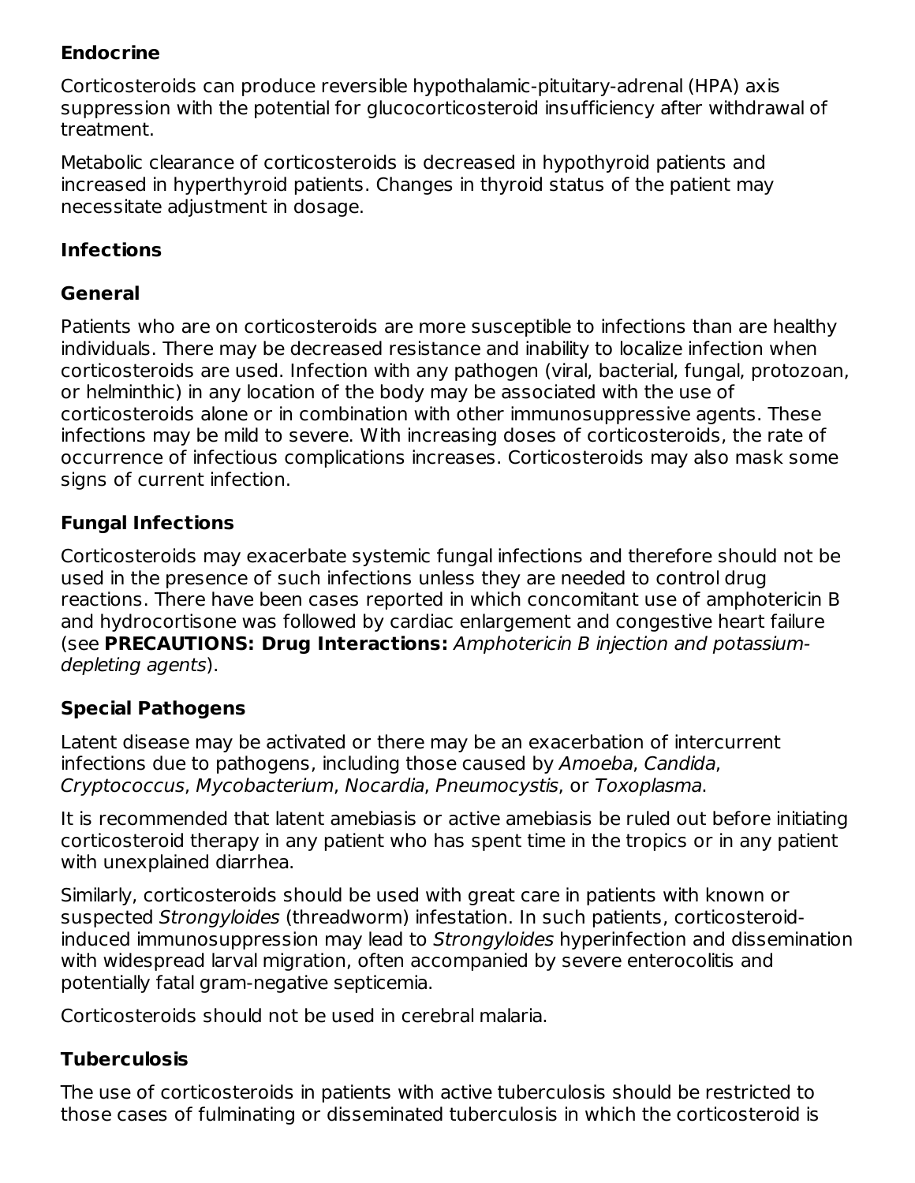**Endocrine**

Corticosteroids can produce reversible hypothalamic-pituitary-adrenal (HPA) axis suppression with the potential for glucocorticosteroid insufficiency after withdrawal of treatment.

Metabolic clearance of corticosteroids is decreased in hypothyroid patients and increased in hyperthyroid patients. Changes in thyroid status of the patient may necessitate adjustment in dosage.

**Infections**

**General**

Patients who are on corticosteroids are more susceptible to infections than are healthy individuals. There may be decreased resistance and inability to localize infection when corticosteroids are used. Infection with any pathogen (viral, bacterial, fungal, protozoan, or helminthic) in any location of the body may be associated with the use of corticosteroids alone or in combination with other immunosuppressive agents. These infections may be mild to severe. With increasing doses of corticosteroids, the rate of occurrence of infectious complications increases. Corticosteroids may also mask some signs of current infection.

**Fungal Infections**

Corticosteroids may exacerbate systemic fungal infections and therefore should not be used in the presence of such infections unless they are needed to control drug reactions. There have been cases reported in which concomitant use of amphotericin B and hydrocortisone was followed by cardiac enlargement and congestive heart failure (see **PRECAUTIONS: Drug Interactions:** *Amphotericin B injection and potassium-depleting agents*).

**Special Pathogens**

Latent disease may be activated or there may be an exacerbation of intercurrent infections due to pathogens, including those caused by *Amoeba*, *Candida*, *Cryptococcus*, *Mycobacterium*, *Nocardia*, *Pneumocystis*, or *Toxoplasma*.

It is recommended that latent amebiasis or active amebiasis be ruled out before initiating corticosteroid therapy in any patient who has spent time in the tropics or in any patient with unexplained diarrhea.

Similarly, corticosteroids should be used with great care in patients with known or suspected *Strongyloides* (threadworm) infestation. In such patients, corticosteroid-induced immunosuppression may lead to *Strongyloides* hyperinfection and dissemination with widespread larval migration, often accompanied by severe enterocolitis and potentially fatal gram-negative septicemia.

Corticosteroids should not be used in cerebral malaria.

**Tuberculosis**

The use of corticosteroids in patients with active tuberculosis should be restricted to those cases of fulminating or disseminated tuberculosis in which the corticosteroid is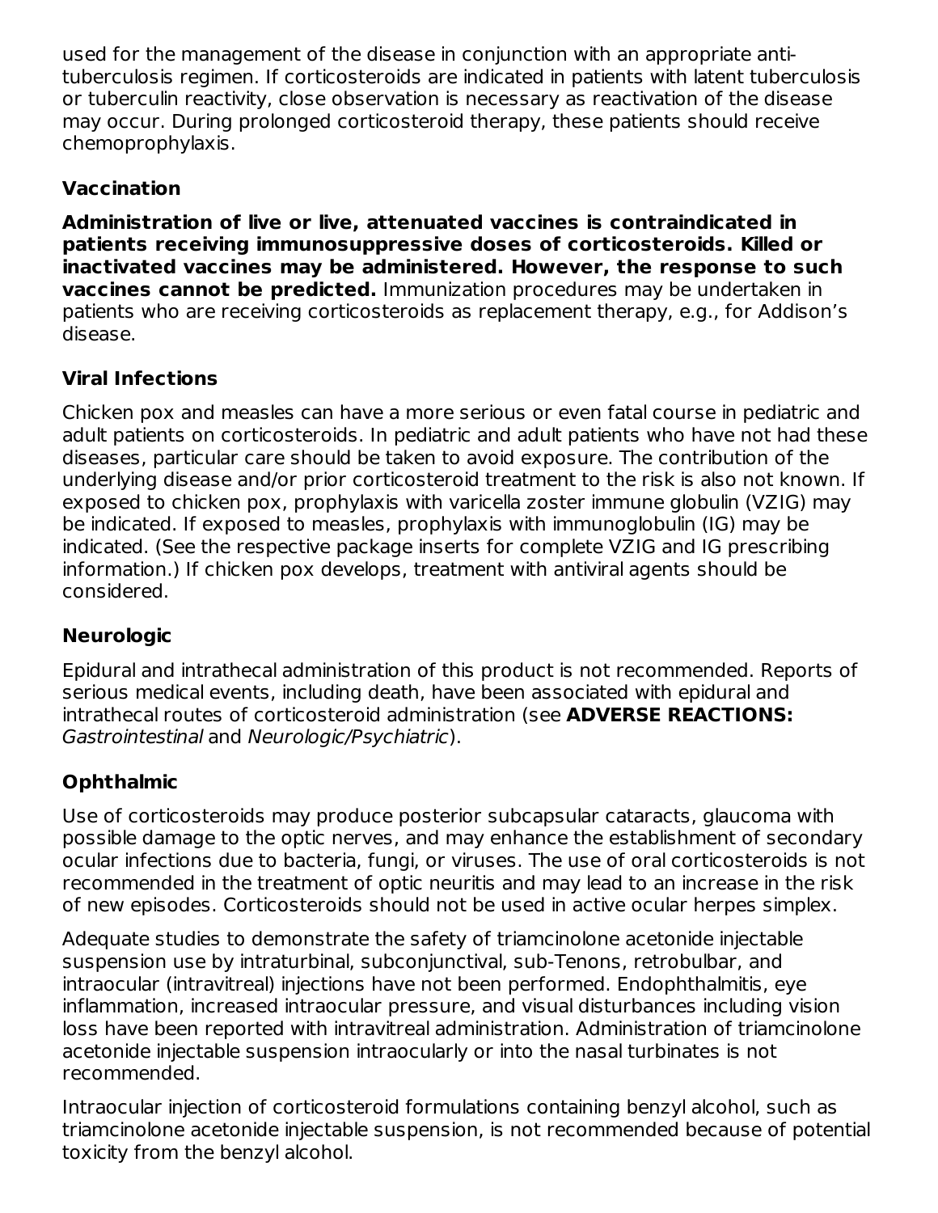used for the management of the disease in conjunction with an appropriate anti-tuberculosis regimen. If corticosteroids are indicated in patients with latent tuberculosis or tuberculin reactivity, close observation is necessary as reactivation of the disease may occur. During prolonged corticosteroid therapy, these patients should receive chemoprophylaxis.

### Vaccination

**Administration of live or live, attenuated vaccines is contraindicated in patients receiving immunosuppressive doses of corticosteroids. Killed or inactivated vaccines may be administered. However, the response to such vaccines cannot be predicted.** Immunization procedures may be undertaken in patients who are receiving corticosteroids as replacement therapy, e.g., for Addison's disease.

### Viral Infections

Chicken pox and measles can have a more serious or even fatal course in pediatric and adult patients on corticosteroids. In pediatric and adult patients who have not had these diseases, particular care should be taken to avoid exposure. The contribution of the underlying disease and/or prior corticosteroid treatment to the risk is also not known. If exposed to chicken pox, prophylaxis with varicella zoster immune globulin (VZIG) may be indicated. If exposed to measles, prophylaxis with immunoglobulin (IG) may be indicated. (See the respective package inserts for complete VZIG and IG prescribing information.) If chicken pox develops, treatment with antiviral agents should be considered.

### Neurologic

Epidural and intrathecal administration of this product is not recommended. Reports of serious medical events, including death, have been associated with epidural and intrathecal routes of corticosteroid administration (see **ADVERSE REACTIONS:** *Gastrointestinal* and *Neurologic/Psychiatric*).

### Ophthalmic

Use of corticosteroids may produce posterior subcapsular cataracts, glaucoma with possible damage to the optic nerves, and may enhance the establishment of secondary ocular infections due to bacteria, fungi, or viruses. The use of oral corticosteroids is not recommended in the treatment of optic neuritis and may lead to an increase in the risk of new episodes. Corticosteroids should not be used in active ocular herpes simplex.

Adequate studies to demonstrate the safety of triamcinolone acetonide injectable suspension use by intraturbinal, subconjunctival, sub-Tenons, retrobulbar, and intraocular (intravitreal) injections have not been performed. Endophthalmitis, eye inflammation, increased intraocular pressure, and visual disturbances including vision loss have been reported with intravitreal administration. Administration of triamcinolone acetonide injectable suspension intraocularly or into the nasal turbinates is not recommended.

Intraocular injection of corticosteroid formulations containing benzyl alcohol, such as triamcinolone acetonide injectable suspension, is not recommended because of potential toxicity from the benzyl alcohol.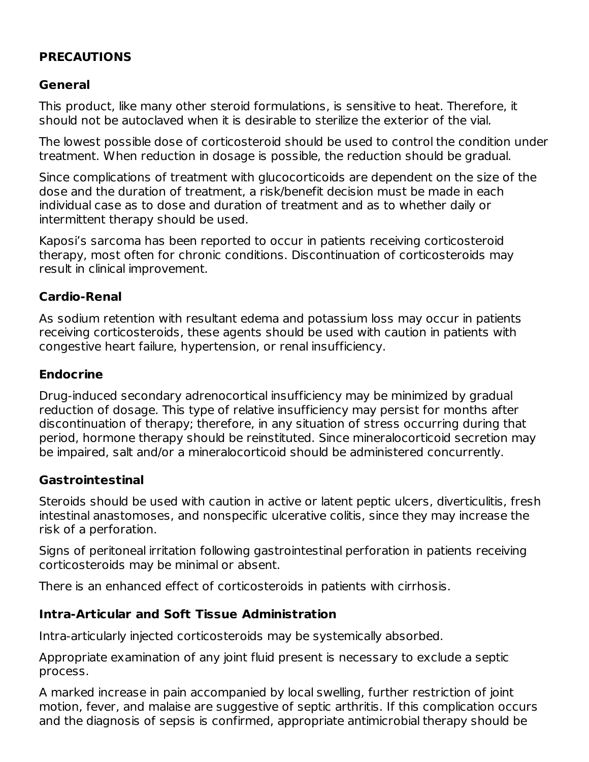## PRECAUTIONS

### General

This product, like many other steroid formulations, is sensitive to heat. Therefore, it should not be autoclaved when it is desirable to sterilize the exterior of the vial.

The lowest possible dose of corticosteroid should be used to control the condition under treatment. When reduction in dosage is possible, the reduction should be gradual.

Since complications of treatment with glucocorticoids are dependent on the size of the dose and the duration of treatment, a risk/benefit decision must be made in each individual case as to dose and duration of treatment and as to whether daily or intermittent therapy should be used.

Kaposi's sarcoma has been reported to occur in patients receiving corticosteroid therapy, most often for chronic conditions. Discontinuation of corticosteroids may result in clinical improvement.

### Cardio-Renal

As sodium retention with resultant edema and potassium loss may occur in patients receiving corticosteroids, these agents should be used with caution in patients with congestive heart failure, hypertension, or renal insufficiency.

### Endocrine

Drug-induced secondary adrenocortical insufficiency may be minimized by gradual reduction of dosage. This type of relative insufficiency may persist for months after discontinuation of therapy; therefore, in any situation of stress occurring during that period, hormone therapy should be reinstituted. Since mineralocorticoid secretion may be impaired, salt and/or a mineralocorticoid should be administered concurrently.

### Gastrointestinal

Steroids should be used with caution in active or latent peptic ulcers, diverticulitis, fresh intestinal anastomoses, and nonspecific ulcerative colitis, since they may increase the risk of a perforation.

Signs of peritoneal irritation following gastrointestinal perforation in patients receiving corticosteroids may be minimal or absent.

There is an enhanced effect of corticosteroids in patients with cirrhosis.

### Intra-Articular and Soft Tissue Administration

Intra-articularly injected corticosteroids may be systemically absorbed.

Appropriate examination of any joint fluid present is necessary to exclude a septic process.

A marked increase in pain accompanied by local swelling, further restriction of joint motion, fever, and malaise are suggestive of septic arthritis. If this complication occurs and the diagnosis of sepsis is confirmed, appropriate antimicrobial therapy should be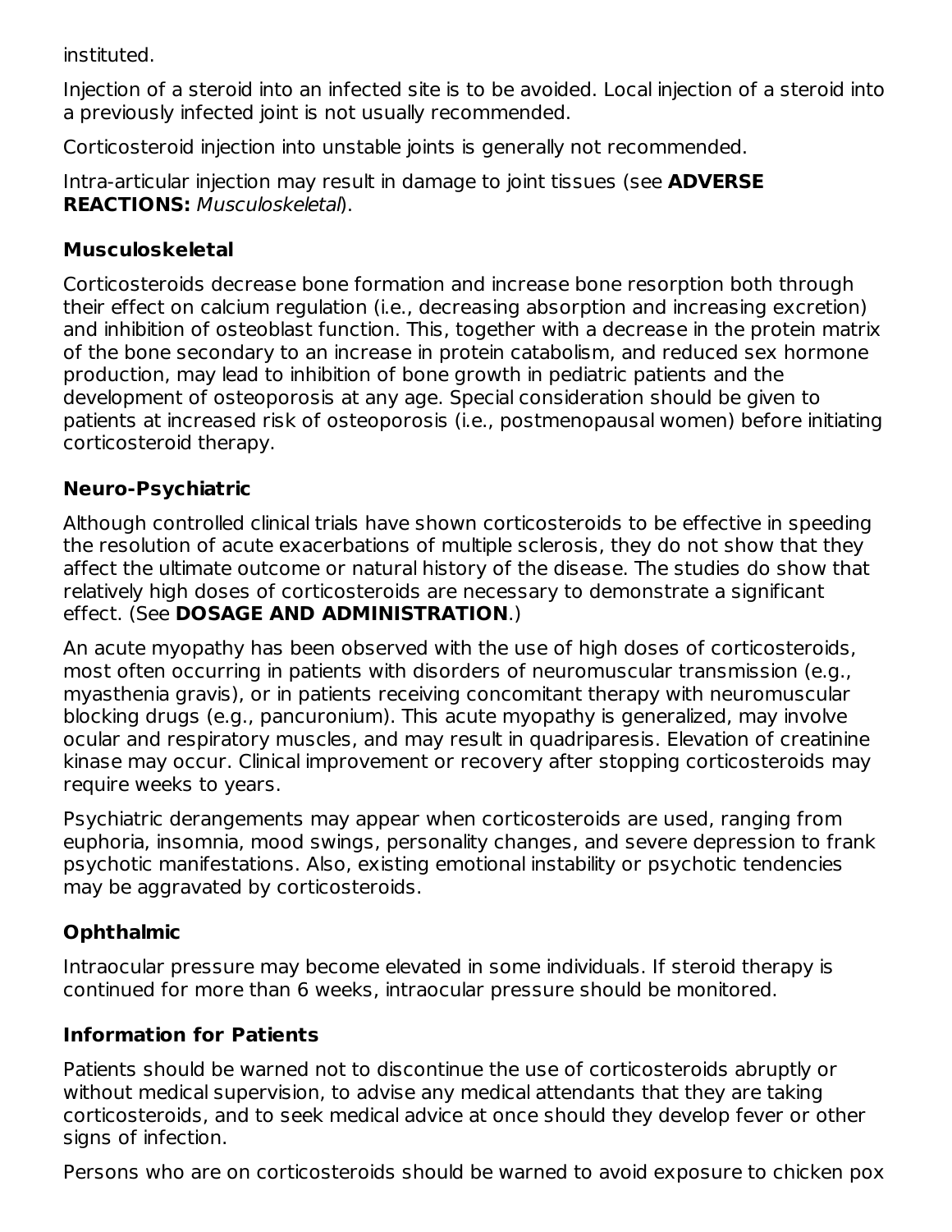instituted.

Injection of a steroid into an infected site is to be avoided. Local injection of a steroid into a previously infected joint is not usually recommended.

Corticosteroid injection into unstable joints is generally not recommended.

Intra-articular injection may result in damage to joint tissues (see **ADVERSE REACTIONS:** *Musculoskeletal*).

### Musculoskeletal

Corticosteroids decrease bone formation and increase bone resorption both through their effect on calcium regulation (i.e., decreasing absorption and increasing excretion) and inhibition of osteoblast function. This, together with a decrease in the protein matrix of the bone secondary to an increase in protein catabolism, and reduced sex hormone production, may lead to inhibition of bone growth in pediatric patients and the development of osteoporosis at any age. Special consideration should be given to patients at increased risk of osteoporosis (i.e., postmenopausal women) before initiating corticosteroid therapy.

### Neuro-Psychiatric

Although controlled clinical trials have shown corticosteroids to be effective in speeding the resolution of acute exacerbations of multiple sclerosis, they do not show that they affect the ultimate outcome or natural history of the disease. The studies do show that relatively high doses of corticosteroids are necessary to demonstrate a significant effect. (See **DOSAGE AND ADMINISTRATION**.)

An acute myopathy has been observed with the use of high doses of corticosteroids, most often occurring in patients with disorders of neuromuscular transmission (e.g., myasthenia gravis), or in patients receiving concomitant therapy with neuromuscular blocking drugs (e.g., pancuronium). This acute myopathy is generalized, may involve ocular and respiratory muscles, and may result in quadriparesis. Elevation of creatinine kinase may occur. Clinical improvement or recovery after stopping corticosteroids may require weeks to years.

Psychiatric derangements may appear when corticosteroids are used, ranging from euphoria, insomnia, mood swings, personality changes, and severe depression to frank psychotic manifestations. Also, existing emotional instability or psychotic tendencies may be aggravated by corticosteroids.

### Ophthalmic

Intraocular pressure may become elevated in some individuals. If steroid therapy is continued for more than 6 weeks, intraocular pressure should be monitored.

### Information for Patients

Patients should be warned not to discontinue the use of corticosteroids abruptly or without medical supervision, to advise any medical attendants that they are taking corticosteroids, and to seek medical advice at once should they develop fever or other signs of infection.

Persons who are on corticosteroids should be warned to avoid exposure to chicken pox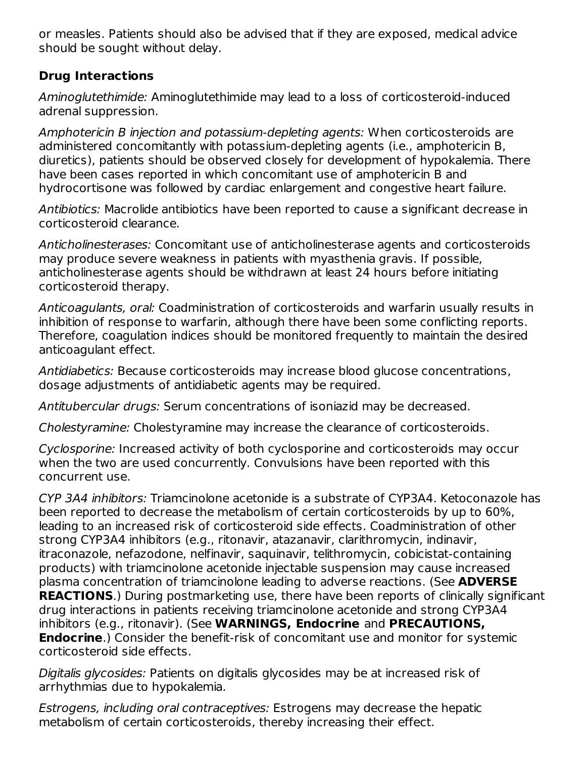or measles. Patients should also be advised that if they are exposed, medical advice should be sought without delay.

### Drug Interactions

*Aminoglutethimide:* Aminoglutethimide may lead to a loss of corticosteroid-induced adrenal suppression.

*Amphotericin B injection and potassium-depleting agents:* When corticosteroids are administered concomitantly with potassium-depleting agents (i.e., amphotericin B, diuretics), patients should be observed closely for development of hypokalemia. There have been cases reported in which concomitant use of amphotericin B and hydrocortisone was followed by cardiac enlargement and congestive heart failure.

*Antibiotics:* Macrolide antibiotics have been reported to cause a significant decrease in corticosteroid clearance.

*Anticholinesterases:* Concomitant use of anticholinesterase agents and corticosteroids may produce severe weakness in patients with myasthenia gravis. If possible, anticholinesterase agents should be withdrawn at least 24 hours before initiating corticosteroid therapy.

*Anticoagulants, oral:* Coadministration of corticosteroids and warfarin usually results in inhibition of response to warfarin, although there have been some conflicting reports. Therefore, coagulation indices should be monitored frequently to maintain the desired anticoagulant effect.

*Antidiabetics:* Because corticosteroids may increase blood glucose concentrations, dosage adjustments of antidiabetic agents may be required.

*Antitubercular drugs:* Serum concentrations of isoniazid may be decreased.

*Cholestyramine:* Cholestyramine may increase the clearance of corticosteroids.

*Cyclosporine:* Increased activity of both cyclosporine and corticosteroids may occur when the two are used concurrently. Convulsions have been reported with this concurrent use.

*CYP 3A4 inhibitors:* Triamcinolone acetonide is a substrate of CYP3A4. Ketoconazole has been reported to decrease the metabolism of certain corticosteroids by up to 60%, leading to an increased risk of corticosteroid side effects. Coadministration of other strong CYP3A4 inhibitors (e.g., ritonavir, atazanavir, clarithromycin, indinavir, itraconazole, nefazodone, nelfinavir, saquinavir, telithromycin, cobicistat-containing products) with triamcinolone acetonide injectable suspension may cause increased plasma concentration of triamcinolone leading to adverse reactions. (See **ADVERSE REACTIONS**.) During postmarketing use, there have been reports of clinically significant drug interactions in patients receiving triamcinolone acetonide and strong CYP3A4 inhibitors (e.g., ritonavir). (See **WARNINGS, Endocrine** and **PRECAUTIONS, Endocrine**.) Consider the benefit-risk of concomitant use and monitor for systemic corticosteroid side effects.

*Digitalis glycosides:* Patients on digitalis glycosides may be at increased risk of arrhythmias due to hypokalemia.

*Estrogens, including oral contraceptives:* Estrogens may decrease the hepatic metabolism of certain corticosteroids, thereby increasing their effect.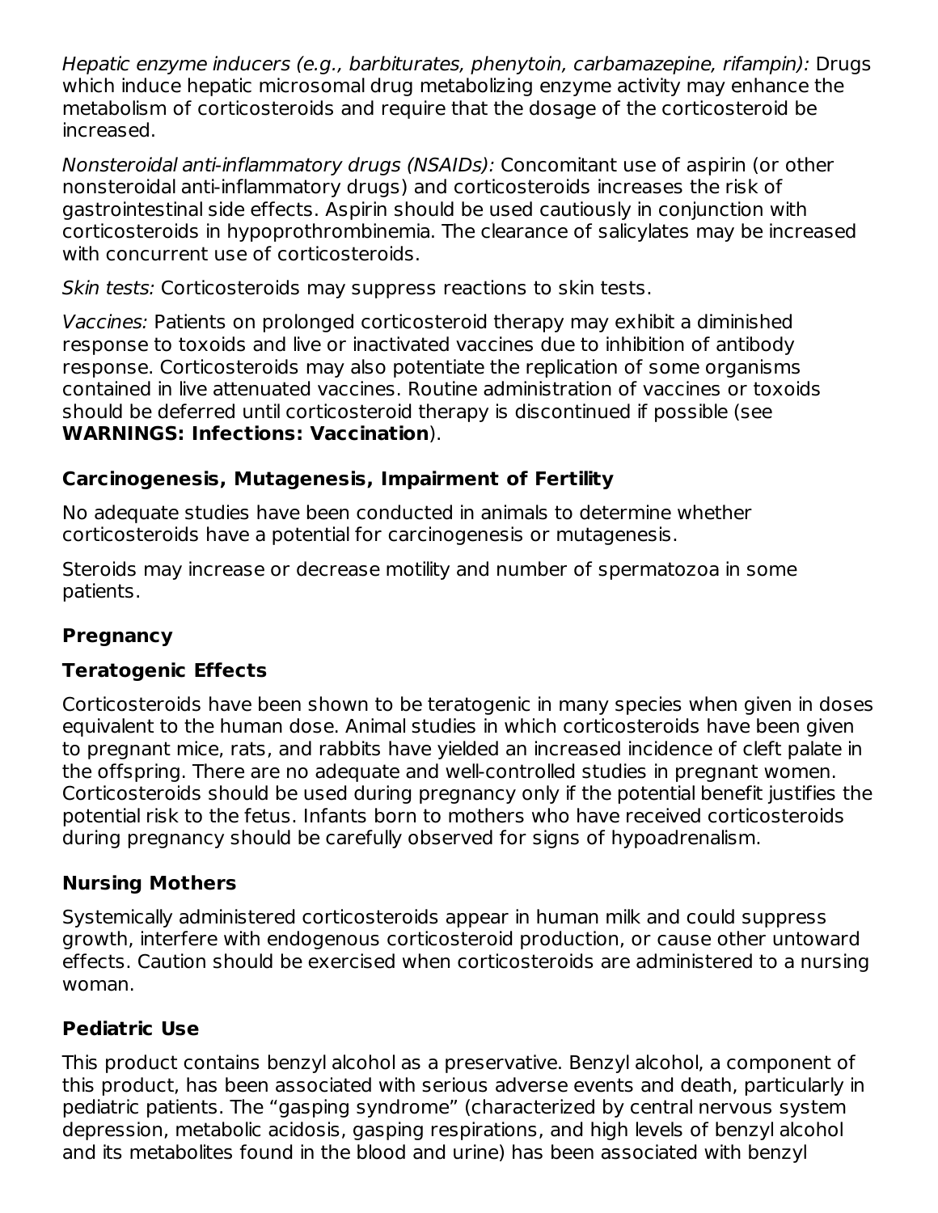*Hepatic enzyme inducers (e.g., barbiturates, phenytoin, carbamazepine, rifampin):* Drugs which induce hepatic microsomal drug metabolizing enzyme activity may enhance the metabolism of corticosteroids and require that the dosage of the corticosteroid be increased.

*Nonsteroidal anti-inflammatory drugs (NSAIDs):* Concomitant use of aspirin (or other nonsteroidal anti-inflammatory drugs) and corticosteroids increases the risk of gastrointestinal side effects. Aspirin should be used cautiously in conjunction with corticosteroids in hypoprothrombinemia. The clearance of salicylates may be increased with concurrent use of corticosteroids.

*Skin tests:* Corticosteroids may suppress reactions to skin tests.

*Vaccines:* Patients on prolonged corticosteroid therapy may exhibit a diminished response to toxoids and live or inactivated vaccines due to inhibition of antibody response. Corticosteroids may also potentiate the replication of some organisms contained in live attenuated vaccines. Routine administration of vaccines or toxoids should be deferred until corticosteroid therapy is discontinued if possible (see **WARNINGS: Infections: Vaccination**).

### Carcinogenesis, Mutagenesis, Impairment of Fertility

No adequate studies have been conducted in animals to determine whether corticosteroids have a potential for carcinogenesis or mutagenesis.

Steroids may increase or decrease motility and number of spermatozoa in some patients.

### Pregnancy

### Teratogenic Effects

Corticosteroids have been shown to be teratogenic in many species when given in doses equivalent to the human dose. Animal studies in which corticosteroids have been given to pregnant mice, rats, and rabbits have yielded an increased incidence of cleft palate in the offspring. There are no adequate and well-controlled studies in pregnant women. Corticosteroids should be used during pregnancy only if the potential benefit justifies the potential risk to the fetus. Infants born to mothers who have received corticosteroids during pregnancy should be carefully observed for signs of hypoadrenalism.

### Nursing Mothers

Systemically administered corticosteroids appear in human milk and could suppress growth, interfere with endogenous corticosteroid production, or cause other untoward effects. Caution should be exercised when corticosteroids are administered to a nursing woman.

### Pediatric Use

This product contains benzyl alcohol as a preservative. Benzyl alcohol, a component of this product, has been associated with serious adverse events and death, particularly in pediatric patients. The "gasping syndrome" (characterized by central nervous system depression, metabolic acidosis, gasping respirations, and high levels of benzyl alcohol and its metabolites found in the blood and urine) has been associated with benzyl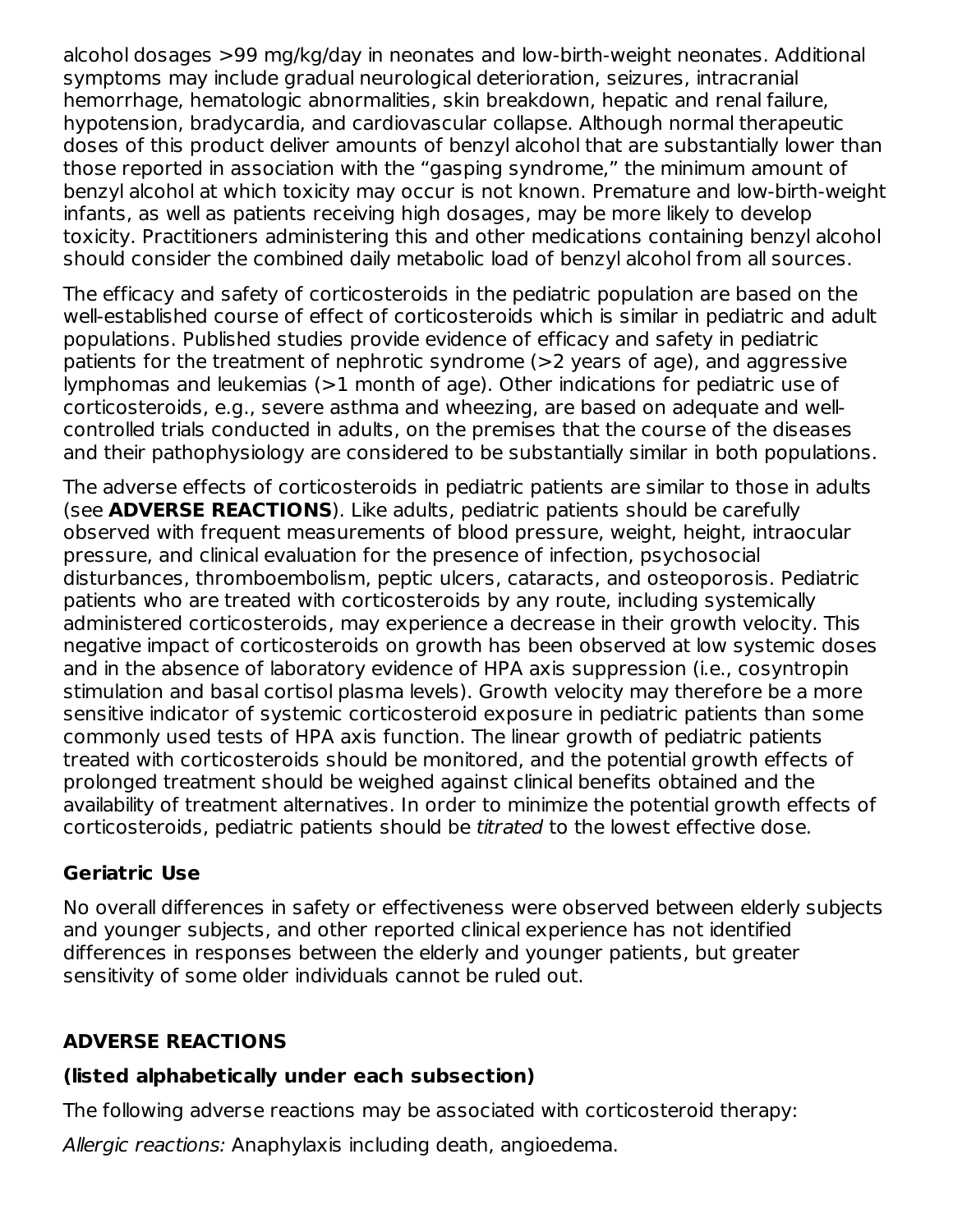alcohol dosages >99 mg/kg/day in neonates and low-birth-weight neonates. Additional symptoms may include gradual neurological deterioration, seizures, intracranial hemorrhage, hematologic abnormalities, skin breakdown, hepatic and renal failure, hypotension, bradycardia, and cardiovascular collapse. Although normal therapeutic doses of this product deliver amounts of benzyl alcohol that are substantially lower than those reported in association with the “gasping syndrome,” the minimum amount of benzyl alcohol at which toxicity may occur is not known. Premature and low-birth-weight infants, as well as patients receiving high dosages, may be more likely to develop toxicity. Practitioners administering this and other medications containing benzyl alcohol should consider the combined daily metabolic load of benzyl alcohol from all sources.

The efficacy and safety of corticosteroids in the pediatric population are based on the well-established course of effect of corticosteroids which is similar in pediatric and adult populations. Published studies provide evidence of efficacy and safety in pediatric patients for the treatment of nephrotic syndrome (>2 years of age), and aggressive lymphomas and leukemias (>1 month of age). Other indications for pediatric use of corticosteroids, e.g., severe asthma and wheezing, are based on adequate and well-controlled trials conducted in adults, on the premises that the course of the diseases and their pathophysiology are considered to be substantially similar in both populations.

The adverse effects of corticosteroids in pediatric patients are similar to those in adults (see **ADVERSE REACTIONS**). Like adults, pediatric patients should be carefully observed with frequent measurements of blood pressure, weight, height, intraocular pressure, and clinical evaluation for the presence of infection, psychosocial disturbances, thromboembolism, peptic ulcers, cataracts, and osteoporosis. Pediatric patients who are treated with corticosteroids by any route, including systemically administered corticosteroids, may experience a decrease in their growth velocity. This negative impact of corticosteroids on growth has been observed at low systemic doses and in the absence of laboratory evidence of HPA axis suppression (i.e., cosyntropin stimulation and basal cortisol plasma levels). Growth velocity may therefore be a more sensitive indicator of systemic corticosteroid exposure in pediatric patients than some commonly used tests of HPA axis function. The linear growth of pediatric patients treated with corticosteroids should be monitored, and the potential growth effects of prolonged treatment should be weighed against clinical benefits obtained and the availability of treatment alternatives. In order to minimize the potential growth effects of corticosteroids, pediatric patients should be *titrated* to the lowest effective dose.

### Geriatric Use

No overall differences in safety or effectiveness were observed between elderly subjects and younger subjects, and other reported clinical experience has not identified differences in responses between the elderly and younger patients, but greater sensitivity of some older individuals cannot be ruled out.

## ADVERSE REACTIONS

### (listed alphabetically under each subsection)

The following adverse reactions may be associated with corticosteroid therapy:

*Allergic reactions:* Anaphylaxis including death, angioedema.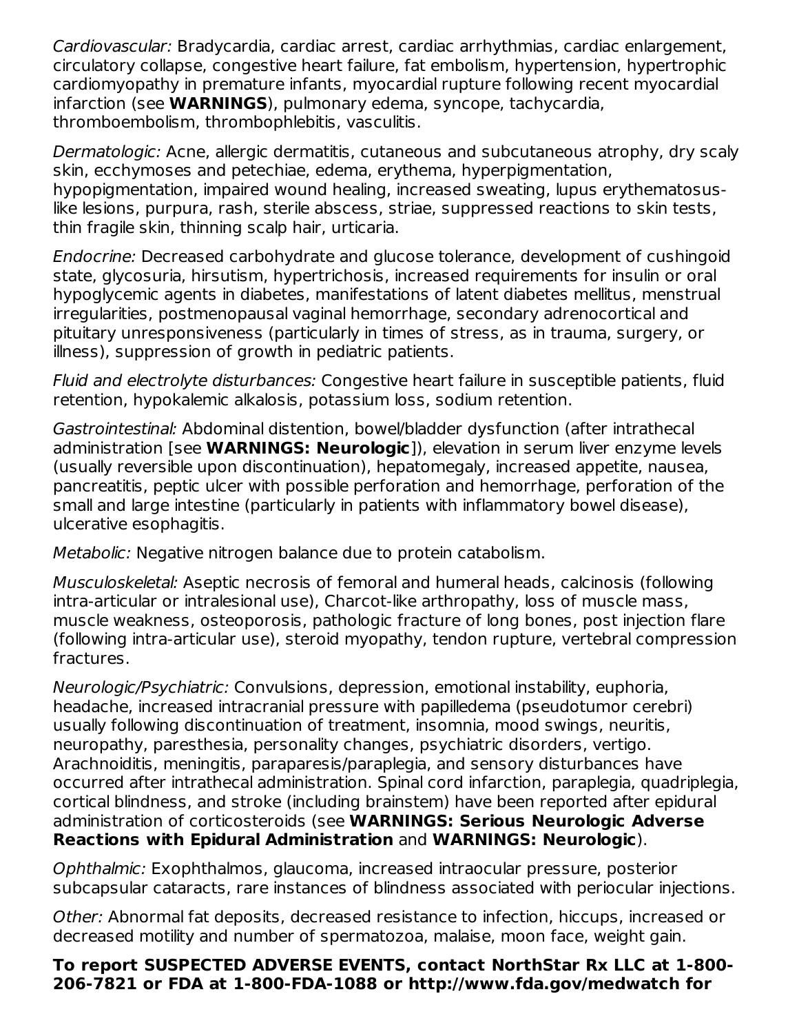*Cardiovascular:* Bradycardia, cardiac arrest, cardiac arrhythmias, cardiac enlargement, circulatory collapse, congestive heart failure, fat embolism, hypertension, hypertrophic cardiomyopathy in premature infants, myocardial rupture following recent myocardial infarction (see **WARNINGS**), pulmonary edema, syncope, tachycardia, thromboembolism, thrombophlebitis, vasculitis.

*Dermatologic:* Acne, allergic dermatitis, cutaneous and subcutaneous atrophy, dry scaly skin, ecchymoses and petechiae, edema, erythema, hyperpigmentation, hypopigmentation, impaired wound healing, increased sweating, lupus erythematosus-like lesions, purpura, rash, sterile abscess, striae, suppressed reactions to skin tests, thin fragile skin, thinning scalp hair, urticaria.

*Endocrine:* Decreased carbohydrate and glucose tolerance, development of cushingoid state, glycosuria, hirsutism, hypertrichosis, increased requirements for insulin or oral hypoglycemic agents in diabetes, manifestations of latent diabetes mellitus, menstrual irregularities, postmenopausal vaginal hemorrhage, secondary adrenocortical and pituitary unresponsiveness (particularly in times of stress, as in trauma, surgery, or illness), suppression of growth in pediatric patients.

*Fluid and electrolyte disturbances:* Congestive heart failure in susceptible patients, fluid retention, hypokalemic alkalosis, potassium loss, sodium retention.

*Gastrointestinal:* Abdominal distention, bowel/bladder dysfunction (after intrathecal administration [see **WARNINGS: Neurologic**]), elevation in serum liver enzyme levels (usually reversible upon discontinuation), hepatomegaly, increased appetite, nausea, pancreatitis, peptic ulcer with possible perforation and hemorrhage, perforation of the small and large intestine (particularly in patients with inflammatory bowel disease), ulcerative esophagitis.

*Metabolic:* Negative nitrogen balance due to protein catabolism.

*Musculoskeletal:* Aseptic necrosis of femoral and humeral heads, calcinosis (following intra-articular or intralesional use), Charcot-like arthropathy, loss of muscle mass, muscle weakness, osteoporosis, pathologic fracture of long bones, post injection flare (following intra-articular use), steroid myopathy, tendon rupture, vertebral compression fractures.

*Neurologic/Psychiatric:* Convulsions, depression, emotional instability, euphoria, headache, increased intracranial pressure with papilledema (pseudotumor cerebri) usually following discontinuation of treatment, insomnia, mood swings, neuritis, neuropathy, paresthesia, personality changes, psychiatric disorders, vertigo. Arachnoiditis, meningitis, paraparesis/paraplegia, and sensory disturbances have occurred after intrathecal administration. Spinal cord infarction, paraplegia, quadriplegia, cortical blindness, and stroke (including brainstem) have been reported after epidural administration of corticosteroids (see **WARNINGS: Serious Neurologic Adverse Reactions with Epidural Administration** and **WARNINGS: Neurologic**).

*Ophthalmic:* Exophthalmos, glaucoma, increased intraocular pressure, posterior subcapsular cataracts, rare instances of blindness associated with periocular injections.

*Other:* Abnormal fat deposits, decreased resistance to infection, hiccups, increased or decreased motility and number of spermatozoa, malaise, moon face, weight gain.

**To report SUSPECTED ADVERSE EVENTS, contact NorthStar Rx LLC at 1-800-206-7821 or FDA at 1-800-FDA-1088 or http://www.fda.gov/medwatch for**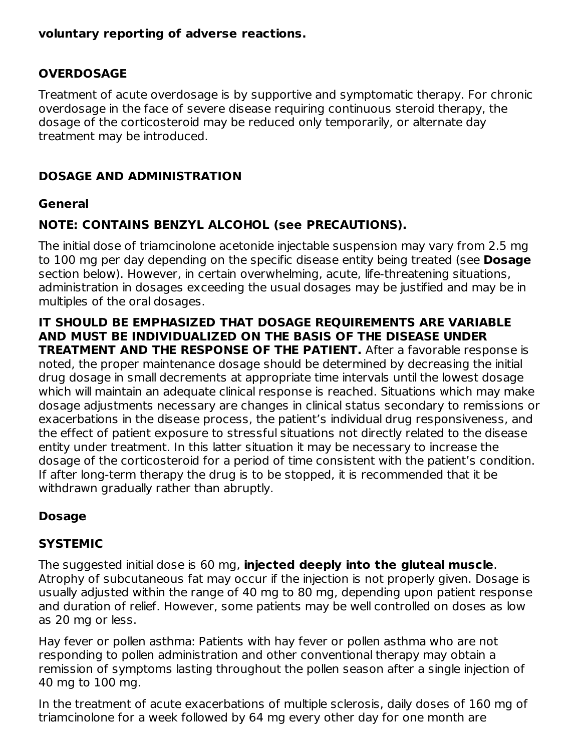**voluntary reporting of adverse reactions.**

## OVERDOSAGE

Treatment of acute overdosage is by supportive and symptomatic therapy. For chronic overdosage in the face of severe disease requiring continuous steroid therapy, the dosage of the corticosteroid may be reduced only temporarily, or alternate day treatment may be introduced.

## DOSAGE AND ADMINISTRATION

### General

**NOTE: CONTAINS BENZYL ALCOHOL (see PRECAUTIONS).**

The initial dose of triamcinolone acetonide injectable suspension may vary from 2.5 mg to 100 mg per day depending on the specific disease entity being treated (see **Dosage** section below). However, in certain overwhelming, acute, life-threatening situations, administration in dosages exceeding the usual dosages may be justified and may be in multiples of the oral dosages.

**IT SHOULD BE EMPHASIZED THAT DOSAGE REQUIREMENTS ARE VARIABLE AND MUST BE INDIVIDUALIZED ON THE BASIS OF THE DISEASE UNDER TREATMENT AND THE RESPONSE OF THE PATIENT.** After a favorable response is noted, the proper maintenance dosage should be determined by decreasing the initial drug dosage in small decrements at appropriate time intervals until the lowest dosage which will maintain an adequate clinical response is reached. Situations which may make dosage adjustments necessary are changes in clinical status secondary to remissions or exacerbations in the disease process, the patient's individual drug responsiveness, and the effect of patient exposure to stressful situations not directly related to the disease entity under treatment. In this latter situation it may be necessary to increase the dosage of the corticosteroid for a period of time consistent with the patient's condition. If after long-term therapy the drug is to be stopped, it is recommended that it be withdrawn gradually rather than abruptly.

### Dosage

### SYSTEMIC

The suggested initial dose is 60 mg, **injected deeply into the gluteal muscle**. Atrophy of subcutaneous fat may occur if the injection is not properly given. Dosage is usually adjusted within the range of 40 mg to 80 mg, depending upon patient response and duration of relief. However, some patients may be well controlled on doses as low as 20 mg or less.

Hay fever or pollen asthma: Patients with hay fever or pollen asthma who are not responding to pollen administration and other conventional therapy may obtain a remission of symptoms lasting throughout the pollen season after a single injection of 40 mg to 100 mg.

In the treatment of acute exacerbations of multiple sclerosis, daily doses of 160 mg of triamcinolone for a week followed by 64 mg every other day for one month are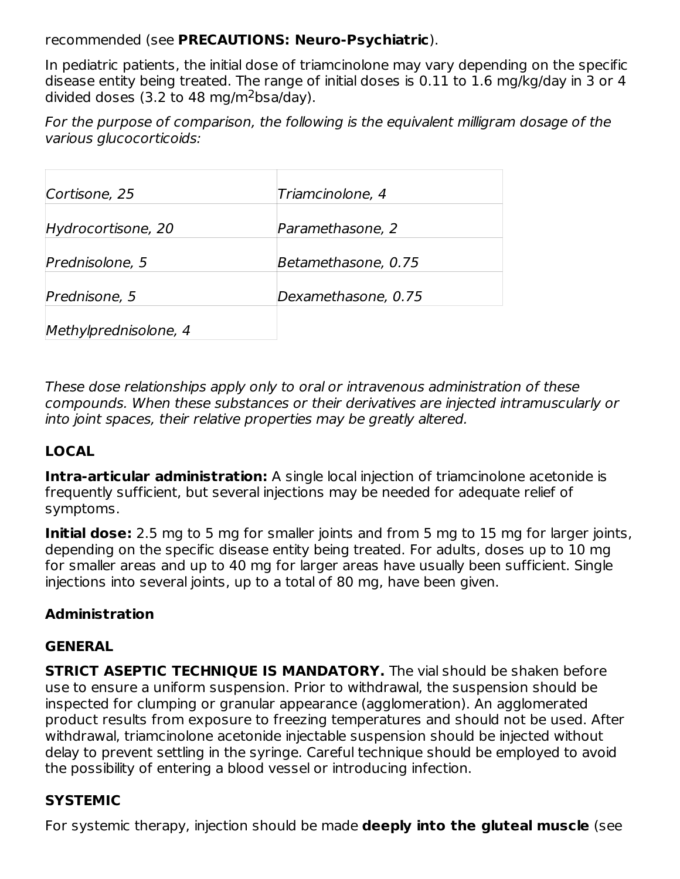recommended (see **PRECAUTIONS: Neuro-Psychiatric**).

In pediatric patients, the initial dose of triamcinolone may vary depending on the specific disease entity being treated. The range of initial doses is 0.11 to 1.6 mg/kg/day in 3 or 4 divided doses (3.2 to 48 mg/$m^2$bsa/day).

*For the purpose of comparison, the following is the equivalent milligram dosage of the various glucocorticoids:*

| | |
|---|---|
| *Cortisone, 25* | *Triamcinolone, 4* |
| *Hydrocortisone, 20* | *Paramethasone, 2* |
| *Prednisolone, 5* | *Betamethasone, 0.75* |
| *Prednisone, 5* | *Dexamethasone, 0.75* |
| *Methylprednisolone, 4* | |

*These dose relationships apply only to oral or intravenous administration of these compounds. When these substances or their derivatives are injected intramuscularly or into joint spaces, their relative properties may be greatly altered.*

**LOCAL**

**Intra-articular administration:** A single local injection of triamcinolone acetonide is frequently sufficient, but several injections may be needed for adequate relief of symptoms.

**Initial dose:** 2.5 mg to 5 mg for smaller joints and from 5 mg to 15 mg for larger joints, depending on the specific disease entity being treated. For adults, doses up to 10 mg for smaller areas and up to 40 mg for larger areas have usually been sufficient. Single injections into several joints, up to a total of 80 mg, have been given.

## Administration

**GENERAL**

**STRICT ASEPTIC TECHNIQUE IS MANDATORY.** The vial should be shaken before use to ensure a uniform suspension. Prior to withdrawal, the suspension should be inspected for clumping or granular appearance (agglomeration). An agglomerated product results from exposure to freezing temperatures and should not be used. After withdrawal, triamcinolone acetonide injectable suspension should be injected without delay to prevent settling in the syringe. Careful technique should be employed to avoid the possibility of entering a blood vessel or introducing infection.

**SYSTEMIC**

For systemic therapy, injection should be made **deeply into the gluteal muscle** (see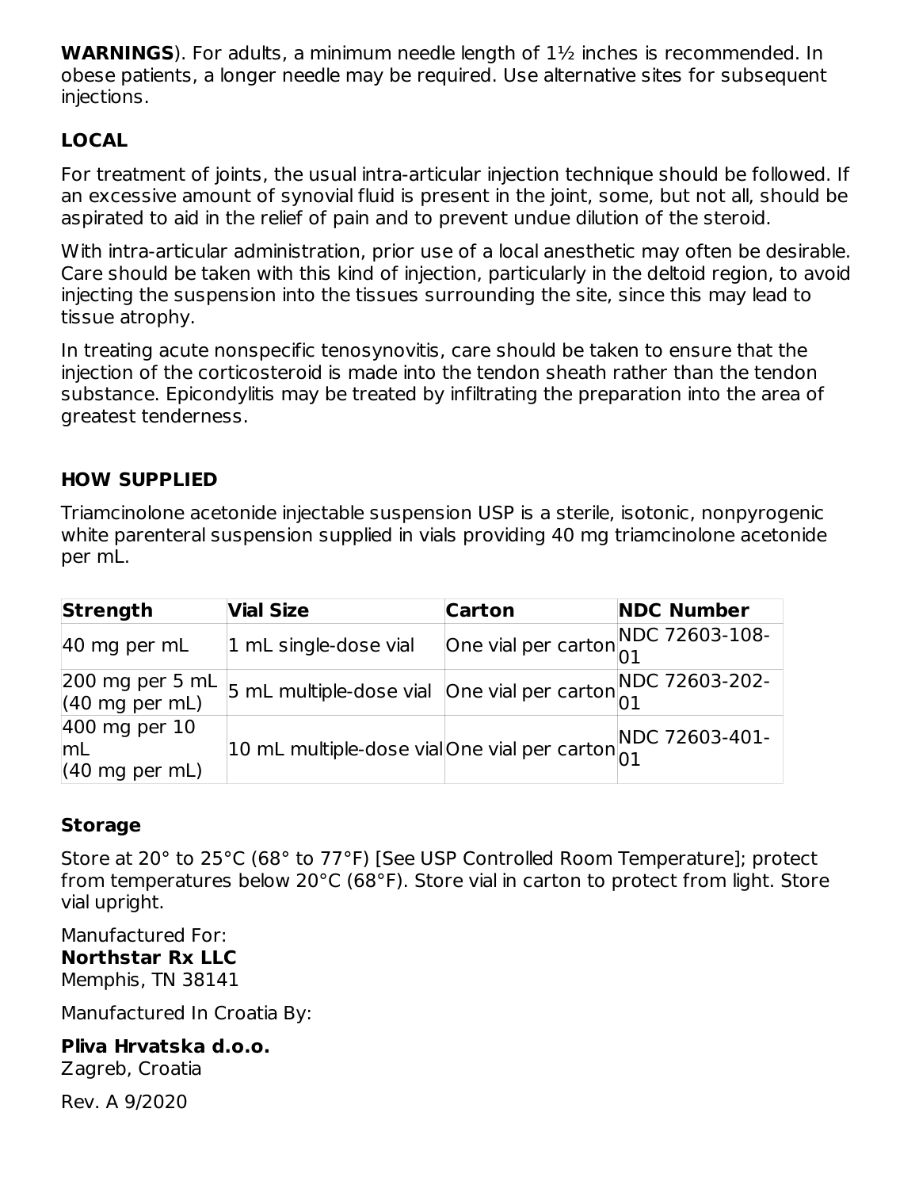**WARNINGS**). For adults, a minimum needle length of 1½ inches is recommended. In obese patients, a longer needle may be required. Use alternative sites for subsequent injections.

### LOCAL

For treatment of joints, the usual intra-articular injection technique should be followed. If an excessive amount of synovial fluid is present in the joint, some, but not all, should be aspirated to aid in the relief of pain and to prevent undue dilution of the steroid.

With intra-articular administration, prior use of a local anesthetic may often be desirable. Care should be taken with this kind of injection, particularly in the deltoid region, to avoid injecting the suspension into the tissues surrounding the site, since this may lead to tissue atrophy.

In treating acute nonspecific tenosynovitis, care should be taken to ensure that the injection of the corticosteroid is made into the tendon sheath rather than the tendon substance. Epicondylitis may be treated by infiltrating the preparation into the area of greatest tenderness.

## HOW SUPPLIED

Triamcinolone acetonide injectable suspension USP is a sterile, isotonic, nonpyrogenic white parenteral suspension supplied in vials providing 40 mg triamcinolone acetonide per mL.

| Strength | Vial Size | Carton | NDC Number |
|---|---|---|---|
| 40 mg per mL | 1 mL single-dose vial | One vial per carton | NDC 72603-108-01 |
| 200 mg per 5 mL (40 mg per mL) | 5 mL multiple-dose vial | One vial per carton | NDC 72603-202-01 |
| 400 mg per 10 mL (40 mg per mL) | 10 mL multiple-dose vial | One vial per carton | NDC 72603-401-01 |

### Storage

Store at 20° to 25°C (68° to 77°F) [See USP Controlled Room Temperature]; protect from temperatures below 20°C (68°F). Store vial in carton to protect from light. Store vial upright.

Manufactured For:
**Northstar Rx LLC**
Memphis, TN 38141

Manufactured In Croatia By:

**Pliva Hrvatska d.o.o.**
Zagreb, Croatia

Rev. A 9/2020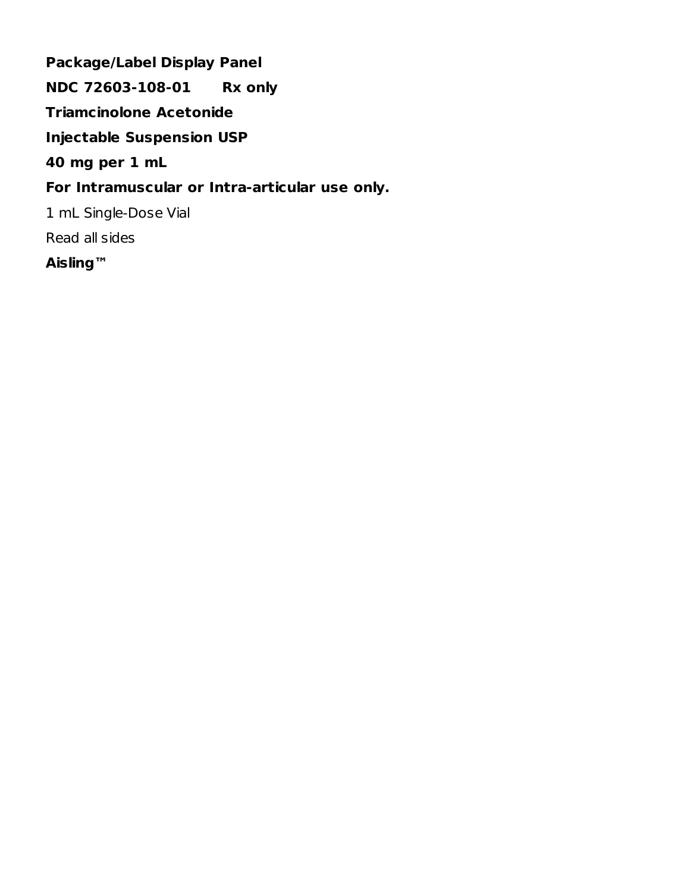**Package/Label Display Panel**

**NDC 72603-108-01 Rx only**

**Triamcinolone Acetonide**

**Injectable Suspension USP**

**40 mg per 1 mL**

**For Intramuscular or Intra-articular use only.**

1 mL Single-Dose Vial

Read all sides

**Aisling™**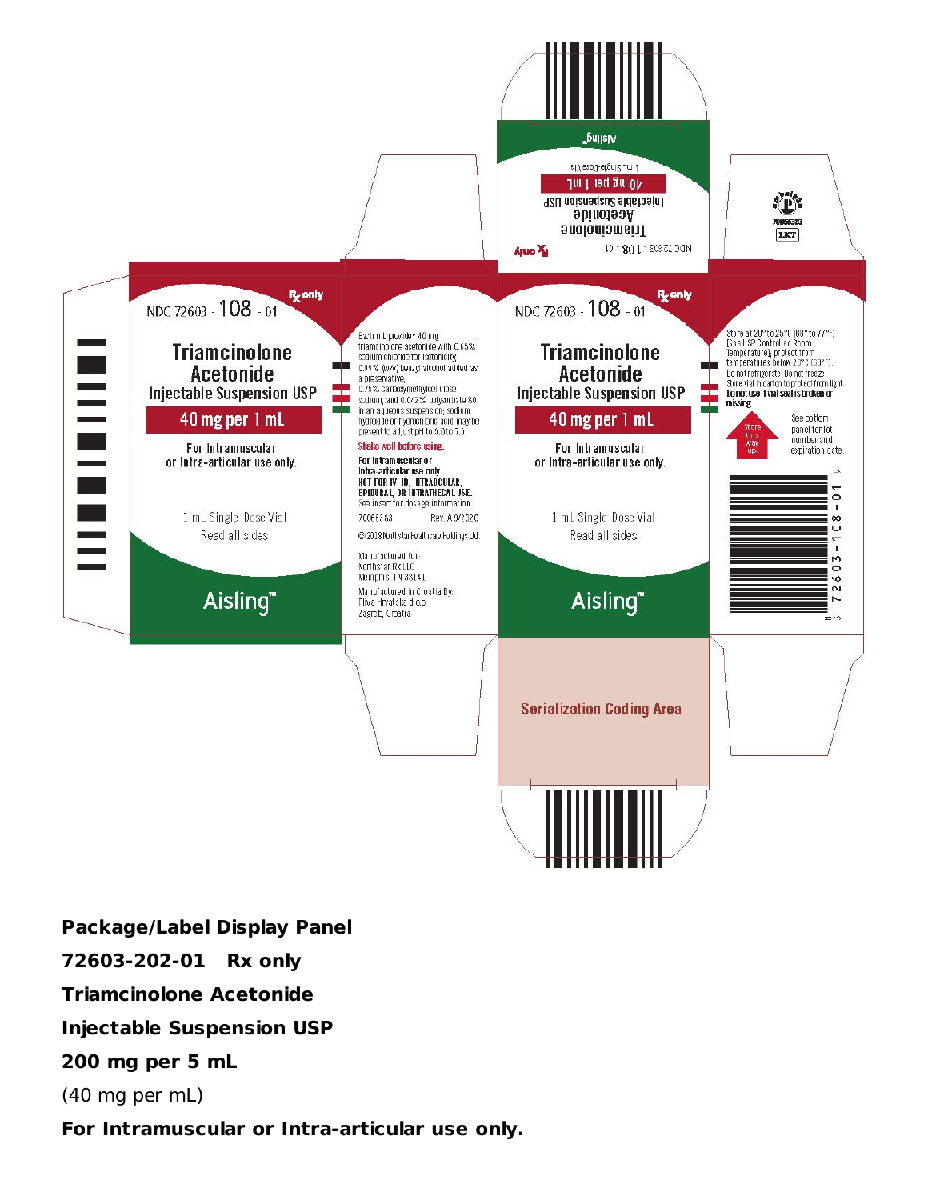NDC 72603 - 108 - 01

Rx only

Triamcinolone Acetonide

Injectable Suspension USP

40 mg per 1 mL

For Intramuscular or Intra-articular use only.

1 mL Single-Dose Vial

Read all sides

Aisling™

Each mL provides 40 mg triamcinolone acetonide with 0.65% sodium chloride for isotonicity, 0.99% (w/v) benzyl alcohol added as a preservative, 0.75% carboxymethylcellulose sodium, and 0.042% polysorbate 80 in an aqueous suspension; sodium hydroxide or hydrochloric acid may be present to adjust pH to 5.0 to 7.5.

**Shake well before using.**

**For Intramuscular or Intra-articular use only.**

**NOT FOR IV, ID, INTRAOCULAR, EPIDURAL, OR INTRATHECAL USE.**

See insert for dosage information.

70066383 Rev. A 9/2020

© 2018 Northstar Healthcare Holdings Ltd.

Manufactured For:
Northstar Rx LLC
Memphis, TN 38141

Manufactured in Croatia By:
Pliva Hrvatska d.o.o.
Zagreb, Croatia

Store at 20° to 25°C (68° to 77°F) [See USP Controlled Room Temperature]; protect from temperatures below 20°C (68°F). Do not refrigerate. Do not freeze. Store vial in carton to protect from light. **Do not use if vial seal is broken or missing.**

Store this way up.

See bottom panel for lot number and expiration date.

N 3 72603-108-01 0

70066383

LKT

Serialization Coding Area

**Package/Label Display Panel**

**72603-202-01 Rx only**

**Triamcinolone Acetonide**

**Injectable Suspension USP**

**200 mg per 5 mL**

(40 mg per mL)

**For Intramuscular or Intra-articular use only.**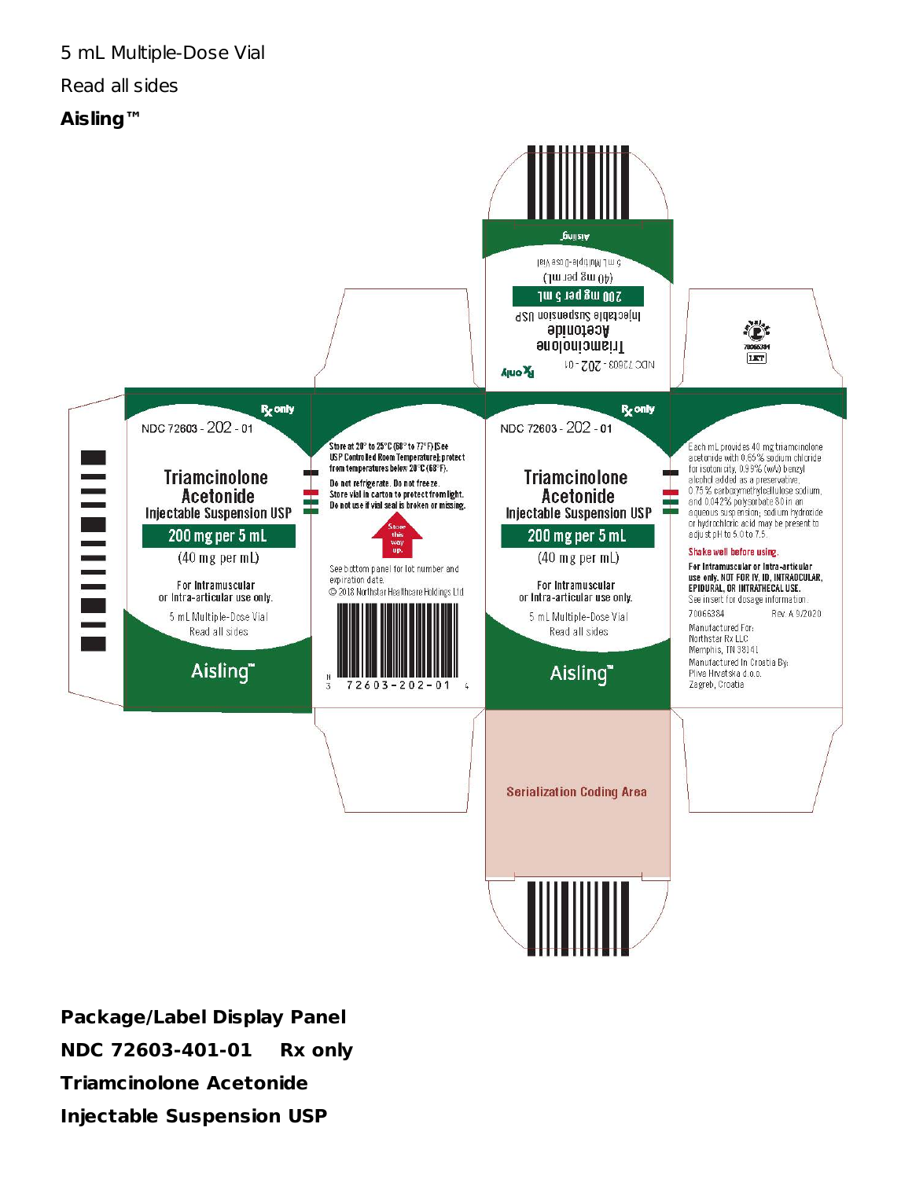5 mL Multiple-Dose Vial

Read all sides

**Aisling™**

NDC 72603 - 202 - 01

Rx only

Triamcinolone Acetonide

Injectable Suspension USP

200 mg per 5 mL

(40 mg per mL)

For Intramuscular or Intra-articular use only.

5 mL Multiple-Dose Vial

Read all sides

Aisling™

Store at 20° to 25°C (68° to 77°F) [See USP Controlled Room Temperature]; protect from temperatures below 20°C (68°F).

Do not refrigerate. Do not freeze.

Store vial in carton to protect from light.

Do not use if vial seal is broken or missing.

Store this way up.

See bottom panel for lot number and expiration date.

© 2018 Northstar Healthcare Holdings Ltd

N 3 72603-202-01 4

NDC 72603 - 202 - 01

Rx only

Triamcinolone Acetonide

Injectable Suspension USP

200 mg per 5 mL

(40 mg per mL)

For Intramuscular or Intra-articular use only.

5 mL Multiple-Dose Vial

Read all sides

Aisling™

Each mL provides 40 mg triamcinolone acetonide with 0.65% sodium chloride for isotonicity, 0.99% (w/v) benzyl alcohol added as a preservative, 0.75% carboxymethylcellulose sodium, and 0.042% polysorbate 80 in an aqueous suspension; sodium hydroxide or hydrochloric acid may be present to adjust pH to 5.0 to 7.5.

**Shake well before using.**

**For Intramuscular or Intra-articular use only. NOT FOR IV, ID, INTRAOCULAR, EPIDURAL, OR INTRATHECAL USE.**

See insert for dosage information.

70066384 Rev. A 9/2020

Manufactured For:
Northstar Rx LLC
Memphis, TN 38141

Manufactured In Croatia By:
Pliva Hrvatska d.o.o.
Zagreb, Croatia

70066384

Serialization Coding Area

**Package/Label Display Panel**

**NDC 72603-401-01 Rx only**

**Triamcinolone Acetonide**

**Injectable Suspension USP**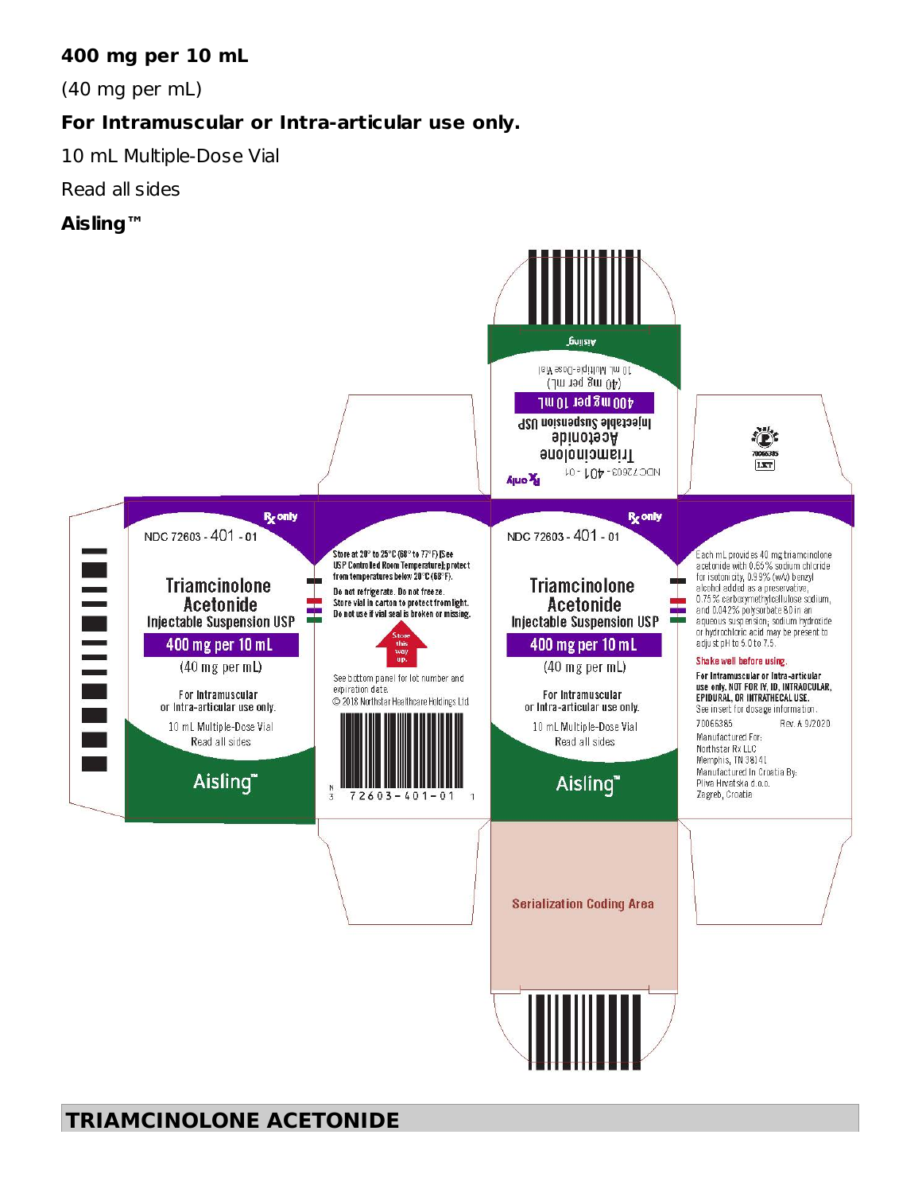**400 mg per 10 mL**

(40 mg per mL)

**For Intramuscular or Intra-articular use only.**

10 mL Multiple-Dose Vial

Read all sides

**Aisling™**

Rx only

NDC 72603 - 401 - 01

Triamcinolone Acetonide

Injectable Suspension USP

400 mg per 10 mL

(40 mg per mL)

For Intramuscular or Intra-articular use only.

10 mL Multiple-Dose Vial

Read all sides

Aisling™

Store at 20° to 25°C (68° to 77°F) [See USP Controlled Room Temperature]; protect from temperatures below 20°C (68°F).

Do not refrigerate. Do not freeze.

Store vial in carton to protect from light.

Do not use if vial seal is broken or missing.

Store this way up.

See bottom panel for lot number and expiration date.

© 2018 Northstar Healthcare Holdings Ltd

N 3 72603-401-01 1

Each mL provides 40 mg triamcinolone acetonide with 0.65% sodium chloride for isotonicity, 0.99% (w/v) benzyl alcohol added as a preservative, 0.75% carboxymethylcellulose sodium, and 0.042% polysorbate 80 in an aqueous suspension; sodium hydroxide or hydrochloric acid may be present to adjust pH to 5.0 to 7.5.

Shake well before using.

For Intramuscular or Intra-articular use only. NOT FOR IV, ID, INTRAOCULAR, EPIDURAL, OR INTRATHECAL USE.

See insert for dosage information.

70066385 Rev. A 9/2020

Manufactured For:
Northstar Rx LLC
Memphis, TN 38141

Manufactured In Croatia By:
Pliva Hrvatska d.o.o.
Zagreb, Croatia

70066385

Serialization Coding Area

## TRIAMCINOLONE ACETONIDE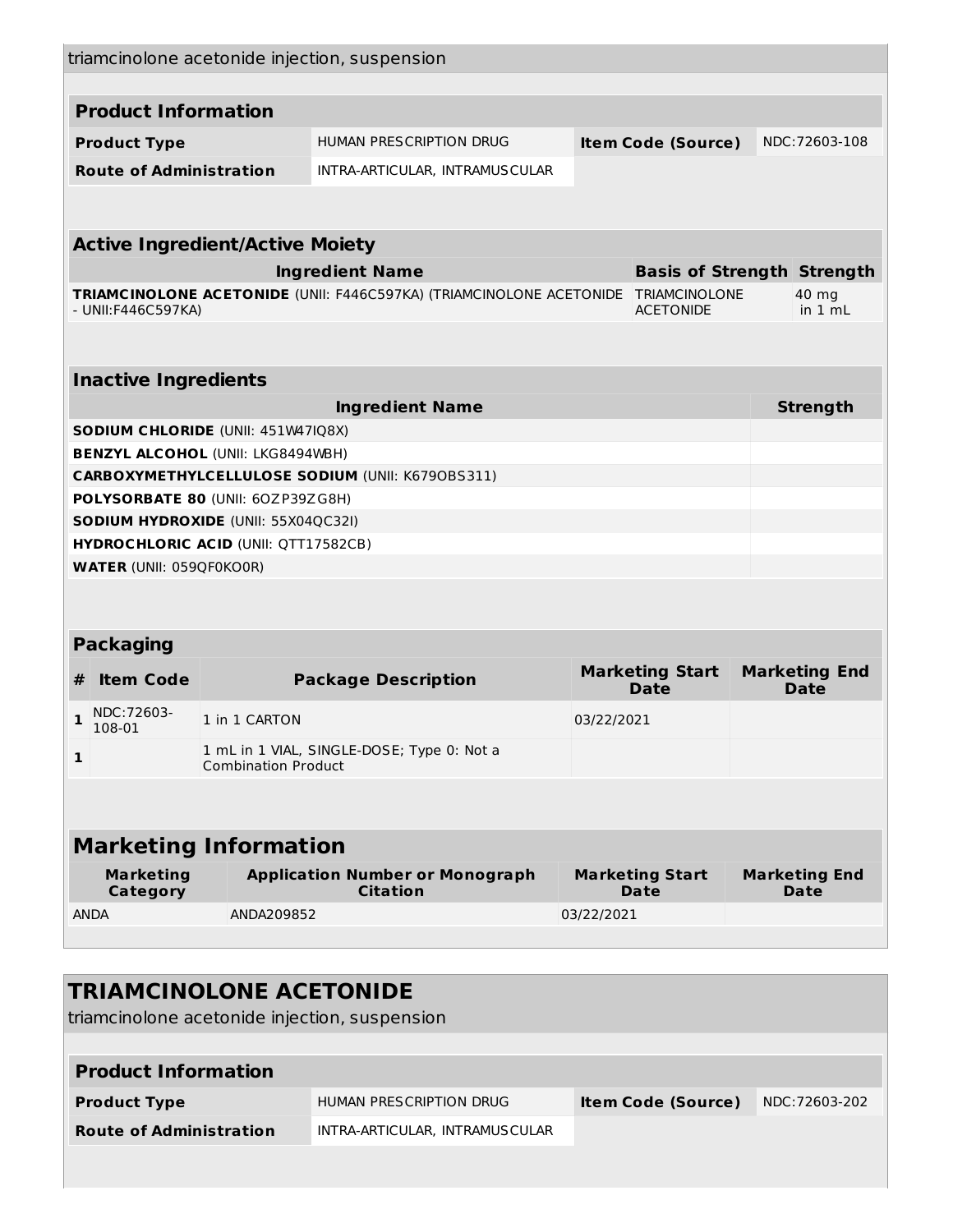triamcinolone acetonide injection, suspension

| **Product Information** | | | |
|---|---|---|---|
| **Product Type** | HUMAN PRESCRIPTION DRUG | **Item Code (Source)** | NDC:72603-108 |
| **Route of Administration** | INTRA-ARTICULAR, INTRAMUSCULAR | | |

| **Active Ingredient/Active Moiety** | | |
|---|---|---|
| **Ingredient Name** | **Basis of Strength** | **Strength** |
| **TRIAMCINOLONE ACETONIDE** (UNII: F446C597KA) (TRIAMCINOLONE ACETONIDE - UNII:F446C597KA) | TRIAMCINOLONE ACETONIDE | 40 mg in 1 mL |

| **Inactive Ingredients** | |
|---|---|
| **Ingredient Name** | **Strength** |
| **SODIUM CHLORIDE** (UNII: 451W47IQ8X) | |
| **BENZYL ALCOHOL** (UNII: LKG8494WBH) | |
| **CARBOXYMETHYLCELLULOSE SODIUM** (UNII: K679OBS311) | |
| **POLYSORBATE 80** (UNII: 6OZP39ZG8H) | |
| **SODIUM HYDROXIDE** (UNII: 55X04QC32I) | |
| **HYDROCHLORIC ACID** (UNII: QTT17582CB) | |
| **WATER** (UNII: 059QF0KO0R) | |

| **Packaging** | | | | |
|---|---|---|---|---|
| **#** | **Item Code** | **Package Description** | **Marketing Start Date** | **Marketing End Date** |
| **1** | NDC:72603-108-01 | 1 in 1 CARTON | 03/22/2021 | |
| **1** | | 1 mL in 1 VIAL, SINGLE-DOSE; Type 0: Not a Combination Product | | |

| **Marketing Information** | | | |
|---|---|---|---|
| **Marketing Category** | **Application Number or Monograph Citation** | **Marketing Start Date** | **Marketing End Date** |
| ANDA | ANDA209852 | 03/22/2021 | |

## TRIAMCINOLONE ACETONIDE

triamcinolone acetonide injection, suspension

| **Product Information** | | | |
|---|---|---|---|
| **Product Type** | HUMAN PRESCRIPTION DRUG | **Item Code (Source)** | NDC:72603-202 |
| **Route of Administration** | INTRA-ARTICULAR, INTRAMUSCULAR | | |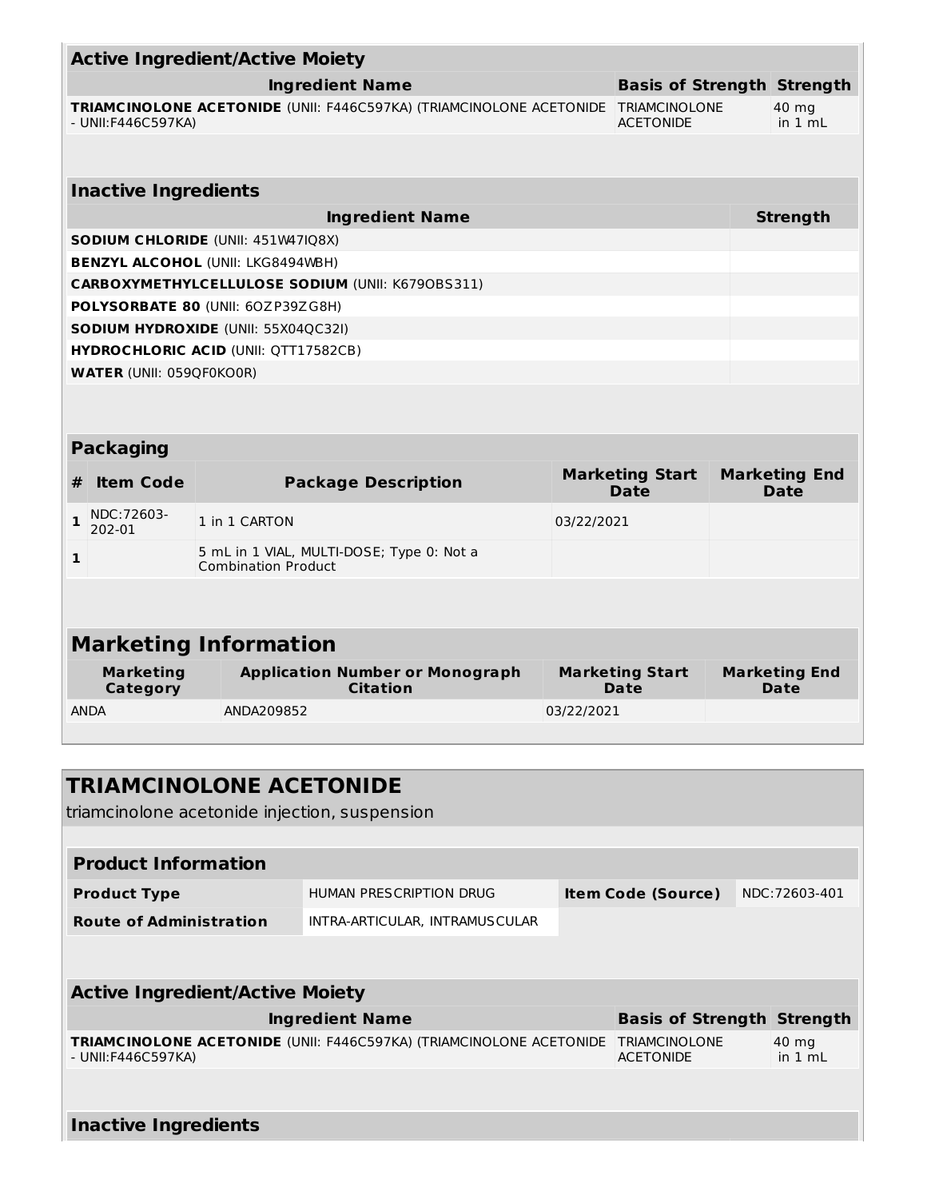### Active Ingredient/Active Moiety

| Ingredient Name | Basis of Strength | Strength |
|---|---|---|
| **TRIAMCINOLONE ACETONIDE** (UNII: F446C597KA) (TRIAMCINOLONE ACETONIDE - UNII:F446C597KA) | TRIAMCINOLONE ACETONIDE | 40 mg in 1 mL |

### Inactive Ingredients

| Ingredient Name | Strength |
|---|---|
| **SODIUM CHLORIDE** (UNII: 451W47IQ8X) | |
| **BENZYL ALCOHOL** (UNII: LKG8494WBH) | |
| **CARBOXYMETHYLCELLULOSE SODIUM** (UNII: K679OBS311) | |
| **POLYSORBATE 80** (UNII: 6OZP39ZG8H) | |
| **SODIUM HYDROXIDE** (UNII: 55X04QC32I) | |
| **HYDROCHLORIC ACID** (UNII: QTT17582CB) | |
| **WATER** (UNII: 059QF0KO0R) | |

### Packaging

| # | Item Code | Package Description | Marketing Start Date | Marketing End Date |
|---|---|---|---|---|
| 1 | NDC:72603-202-01 | 1 in 1 CARTON | 03/22/2021 | |
| 1 | | 5 mL in 1 VIAL, MULTI-DOSE; Type 0: Not a Combination Product | | |

## Marketing Information

| Marketing Category | Application Number or Monograph Citation | Marketing Start Date | Marketing End Date |
|---|---|---|---|
| ANDA | ANDA209852 | 03/22/2021 | |

## TRIAMCINOLONE ACETONIDE

triamcinolone acetonide injection, suspension

### Product Information

| | | | |
|---|---|---|---|
| **Product Type** | HUMAN PRESCRIPTION DRUG | **Item Code (Source)** | NDC:72603-401 |
| **Route of Administration** | INTRA-ARTICULAR, INTRAMUSCULAR | | |

### Active Ingredient/Active Moiety

| Ingredient Name | Basis of Strength | Strength |
|---|---|---|
| **TRIAMCINOLONE ACETONIDE** (UNII: F446C597KA) (TRIAMCINOLONE ACETONIDE - UNII:F446C597KA) | TRIAMCINOLONE ACETONIDE | 40 mg in 1 mL |

### Inactive Ingredients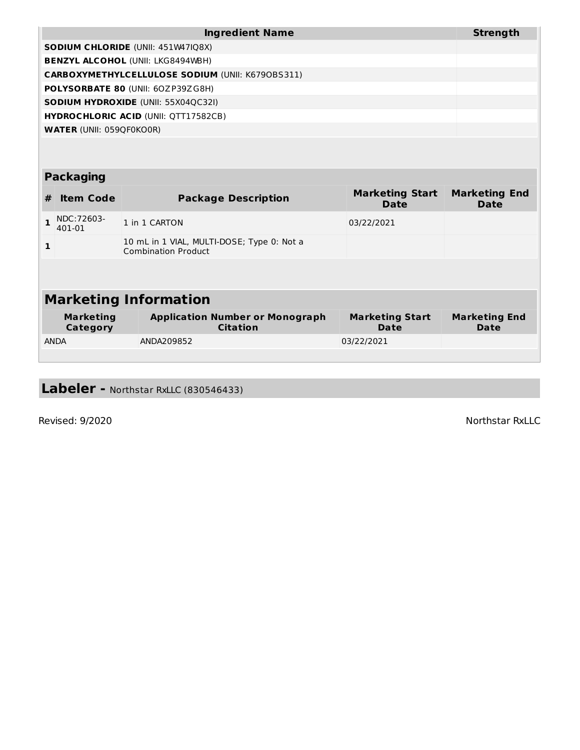| Ingredient Name | Strength |
| --- | --- |
| **SODIUM CHLORIDE** (UNII: 451W47IQ8X) | |
| **BENZYL ALCOHOL** (UNII: LKG8494WBH) | |
| **CARBOXYMETHYLCELLULOSE SODIUM** (UNII: K679OBS311) | |
| **POLYSORBATE 80** (UNII: 6OZP39ZG8H) | |
| **SODIUM HYDROXIDE** (UNII: 55X04QC32I) | |
| **HYDROCHLORIC ACID** (UNII: QTT17582CB) | |
| **WATER** (UNII: 059QF0KO0R) | |

## Packaging

| # | Item Code | Package Description | Marketing Start Date | Marketing End Date |
| --- | --- | --- | --- | --- |
| **1** | NDC:72603-401-01 | 1 in 1 CARTON | 03/22/2021 | |
| **1** | | 10 mL in 1 VIAL, MULTI-DOSE; Type 0: Not a Combination Product | | |

## Marketing Information

| Marketing Category | Application Number or Monograph Citation | Marketing Start Date | Marketing End Date |
| --- | --- | --- | --- |
| ANDA | ANDA209852 | 03/22/2021 | |

## Labeler - Northstar RxLLC (830546433)

Revised: 9/2020

Northstar RxLLC